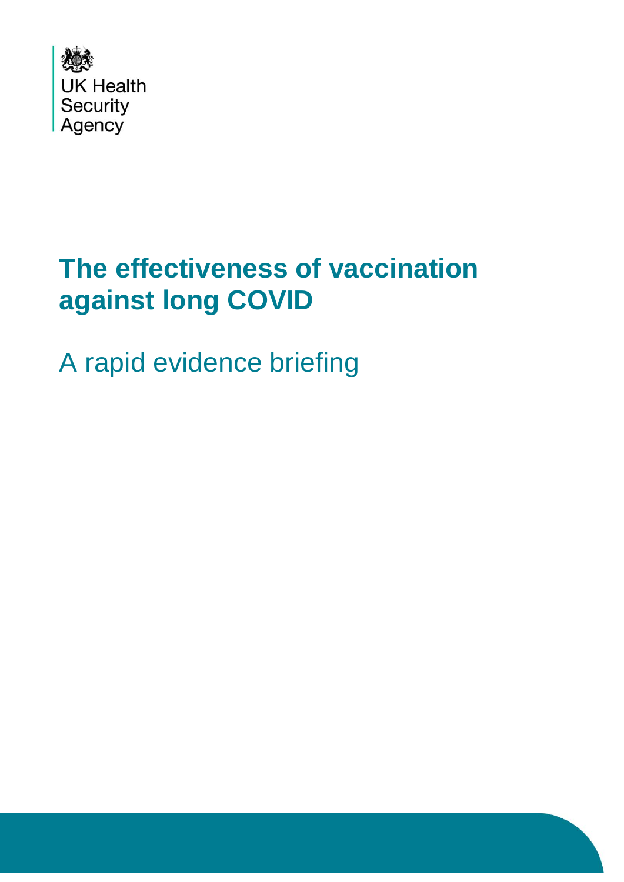UK Health Security Agency

# The effectiveness of vaccination against long COVID

## A rapid evidence briefing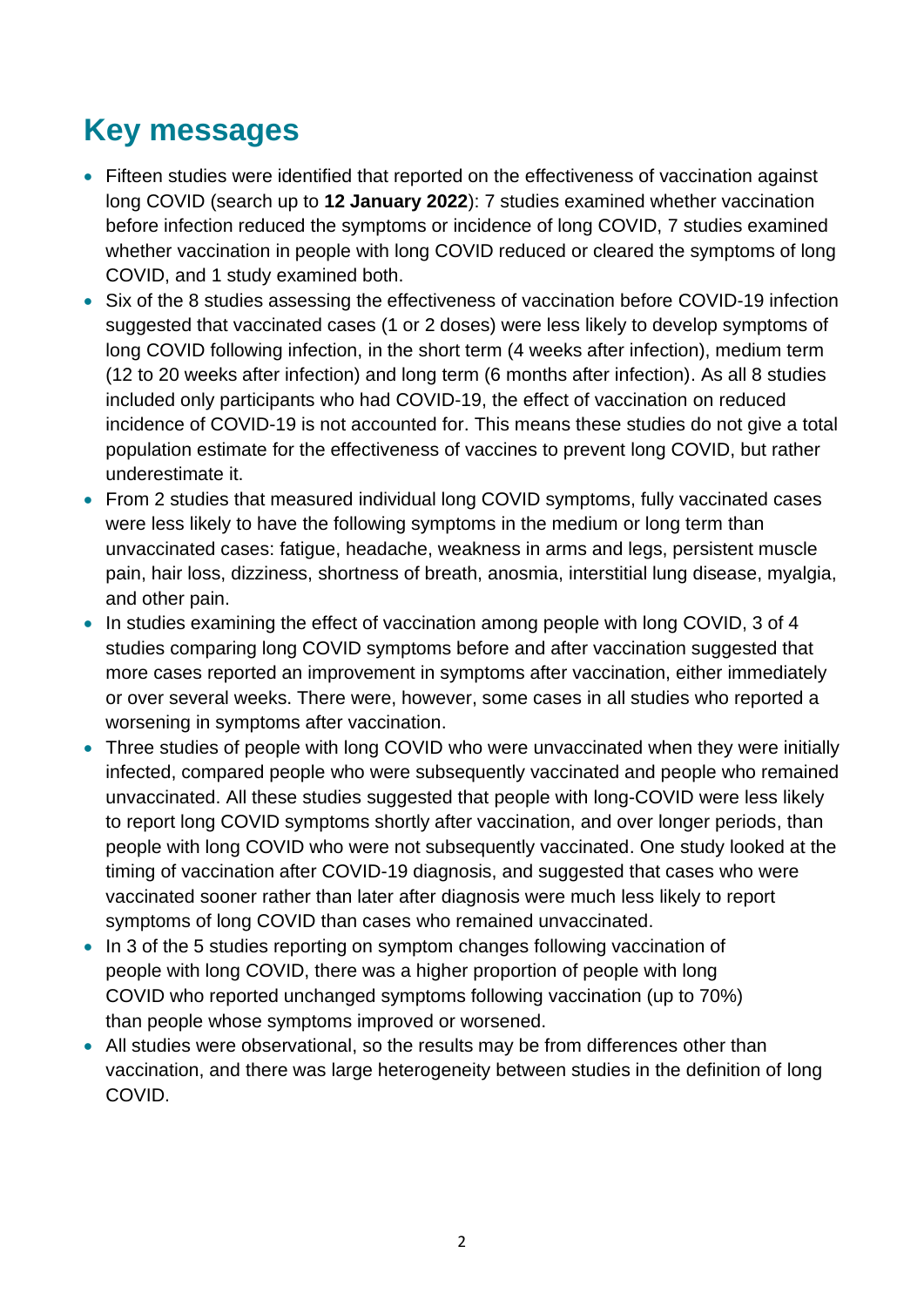## Key messages

- Fifteen studies were identified that reported on the effectiveness of vaccination against long COVID (search up to **12 January 2022**): 7 studies examined whether vaccination before infection reduced the symptoms or incidence of long COVID, 7 studies examined whether vaccination in people with long COVID reduced or cleared the symptoms of long COVID, and 1 study examined both.
- Six of the 8 studies assessing the effectiveness of vaccination before COVID-19 infection suggested that vaccinated cases (1 or 2 doses) were less likely to develop symptoms of long COVID following infection, in the short term (4 weeks after infection), medium term (12 to 20 weeks after infection) and long term (6 months after infection). As all 8 studies included only participants who had COVID-19, the effect of vaccination on reduced incidence of COVID-19 is not accounted for. This means these studies do not give a total population estimate for the effectiveness of vaccines to prevent long COVID, but rather underestimate it.
- From 2 studies that measured individual long COVID symptoms, fully vaccinated cases were less likely to have the following symptoms in the medium or long term than unvaccinated cases: fatigue, headache, weakness in arms and legs, persistent muscle pain, hair loss, dizziness, shortness of breath, anosmia, interstitial lung disease, myalgia, and other pain.
- In studies examining the effect of vaccination among people with long COVID, 3 of 4 studies comparing long COVID symptoms before and after vaccination suggested that more cases reported an improvement in symptoms after vaccination, either immediately or over several weeks. There were, however, some cases in all studies who reported a worsening in symptoms after vaccination.
- Three studies of people with long COVID who were unvaccinated when they were initially infected, compared people who were subsequently vaccinated and people who remained unvaccinated. All these studies suggested that people with long-COVID were less likely to report long COVID symptoms shortly after vaccination, and over longer periods, than people with long COVID who were not subsequently vaccinated. One study looked at the timing of vaccination after COVID-19 diagnosis, and suggested that cases who were vaccinated sooner rather than later after diagnosis were much less likely to report symptoms of long COVID than cases who remained unvaccinated.
- In 3 of the 5 studies reporting on symptom changes following vaccination of people with long COVID, there was a higher proportion of people with long COVID who reported unchanged symptoms following vaccination (up to 70%) than people whose symptoms improved or worsened.
- All studies were observational, so the results may be from differences other than vaccination, and there was large heterogeneity between studies in the definition of long COVID.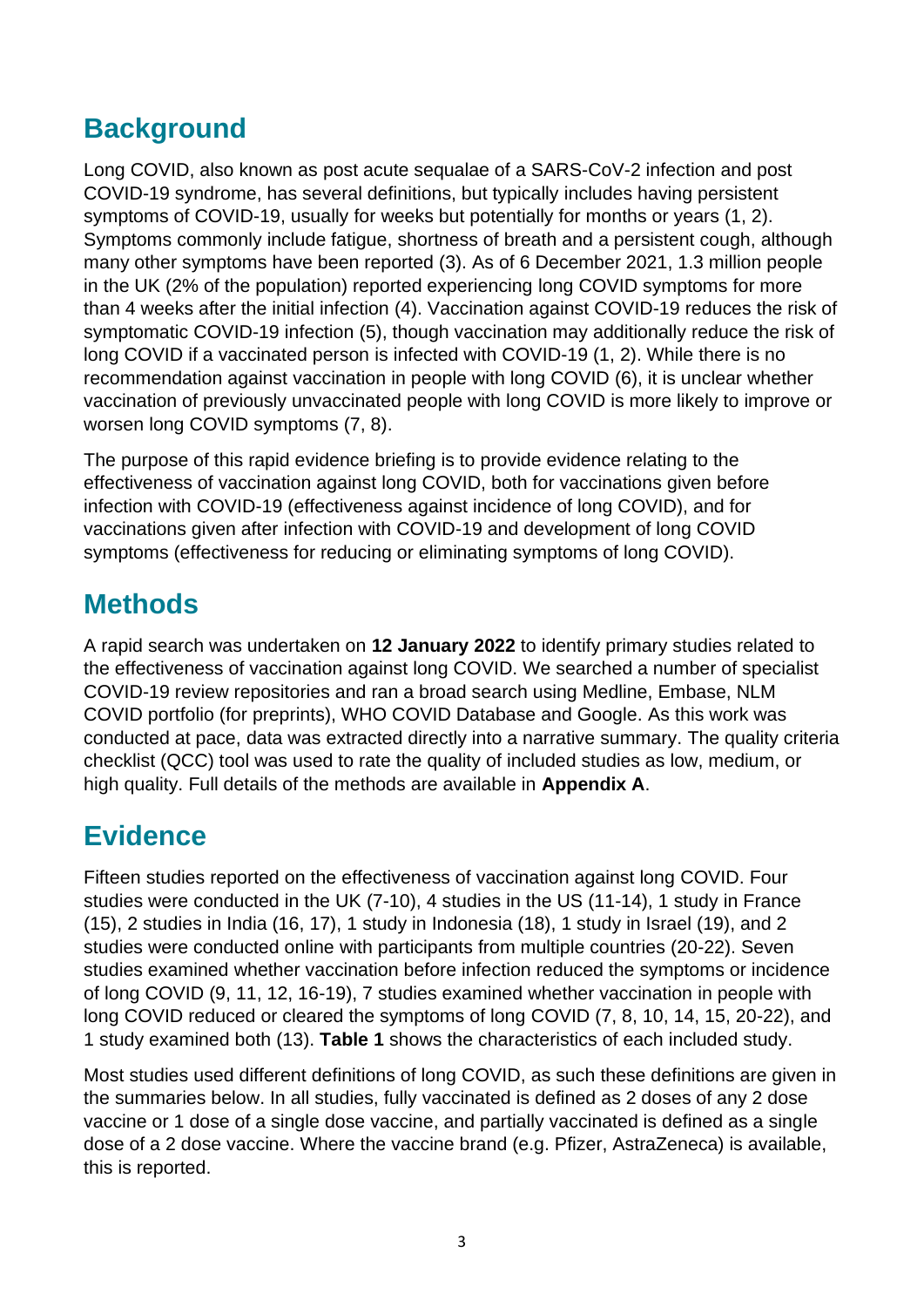## Background

Long COVID, also known as post acute sequalae of a SARS-CoV-2 infection and post COVID-19 syndrome, has several definitions, but typically includes having persistent symptoms of COVID-19, usually for weeks but potentially for months or years (1, 2). Symptoms commonly include fatigue, shortness of breath and a persistent cough, although many other symptoms have been reported (3). As of 6 December 2021, 1.3 million people in the UK (2% of the population) reported experiencing long COVID symptoms for more than 4 weeks after the initial infection (4). Vaccination against COVID-19 reduces the risk of symptomatic COVID-19 infection (5), though vaccination may additionally reduce the risk of long COVID if a vaccinated person is infected with COVID-19 (1, 2). While there is no recommendation against vaccination in people with long COVID (6), it is unclear whether vaccination of previously unvaccinated people with long COVID is more likely to improve or worsen long COVID symptoms (7, 8).

The purpose of this rapid evidence briefing is to provide evidence relating to the effectiveness of vaccination against long COVID, both for vaccinations given before infection with COVID-19 (effectiveness against incidence of long COVID), and for vaccinations given after infection with COVID-19 and development of long COVID symptoms (effectiveness for reducing or eliminating symptoms of long COVID).

## Methods

A rapid search was undertaken on **12 January 2022** to identify primary studies related to the effectiveness of vaccination against long COVID. We searched a number of specialist COVID-19 review repositories and ran a broad search using Medline, Embase, NLM COVID portfolio (for preprints), WHO COVID Database and Google. As this work was conducted at pace, data was extracted directly into a narrative summary. The quality criteria checklist (QCC) tool was used to rate the quality of included studies as low, medium, or high quality. Full details of the methods are available in **Appendix A**.

## Evidence

Fifteen studies reported on the effectiveness of vaccination against long COVID. Four studies were conducted in the UK (7-10), 4 studies in the US (11-14), 1 study in France (15), 2 studies in India (16, 17), 1 study in Indonesia (18), 1 study in Israel (19), and 2 studies were conducted online with participants from multiple countries (20-22). Seven studies examined whether vaccination before infection reduced the symptoms or incidence of long COVID (9, 11, 12, 16-19), 7 studies examined whether vaccination in people with long COVID reduced or cleared the symptoms of long COVID (7, 8, 10, 14, 15, 20-22), and 1 study examined both (13). **Table 1** shows the characteristics of each included study.

Most studies used different definitions of long COVID, as such these definitions are given in the summaries below. In all studies, fully vaccinated is defined as 2 doses of any 2 dose vaccine or 1 dose of a single dose vaccine, and partially vaccinated is defined as a single dose of a 2 dose vaccine. Where the vaccine brand (e.g. Pfizer, AstraZeneca) is available, this is reported.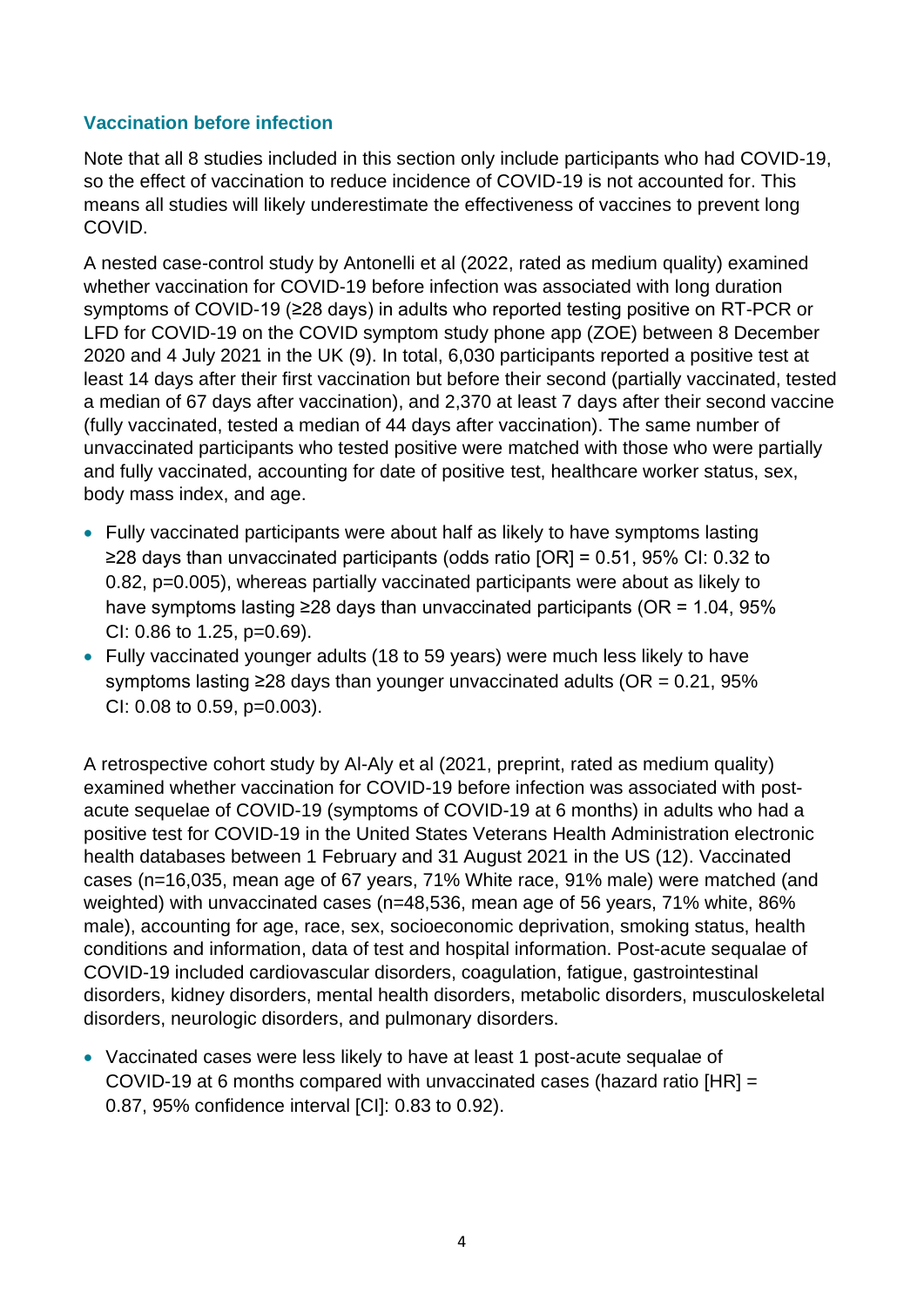### Vaccination before infection

Note that all 8 studies included in this section only include participants who had COVID-19, so the effect of vaccination to reduce incidence of COVID-19 is not accounted for. This means all studies will likely underestimate the effectiveness of vaccines to prevent long COVID.

A nested case-control study by Antonelli et al (2022, rated as medium quality) examined whether vaccination for COVID-19 before infection was associated with long duration symptoms of COVID-19 (≥28 days) in adults who reported testing positive on RT-PCR or LFD for COVID-19 on the COVID symptom study phone app (ZOE) between 8 December 2020 and 4 July 2021 in the UK (9). In total, 6,030 participants reported a positive test at least 14 days after their first vaccination but before their second (partially vaccinated, tested a median of 67 days after vaccination), and 2,370 at least 7 days after their second vaccine (fully vaccinated, tested a median of 44 days after vaccination). The same number of unvaccinated participants who tested positive were matched with those who were partially and fully vaccinated, accounting for date of positive test, healthcare worker status, sex, body mass index, and age.

- Fully vaccinated participants were about half as likely to have symptoms lasting ≥28 days than unvaccinated participants (odds ratio [OR] = 0.51, 95% CI: 0.32 to 0.82, p=0.005), whereas partially vaccinated participants were about as likely to have symptoms lasting ≥28 days than unvaccinated participants (OR = 1.04, 95% CI: 0.86 to 1.25, p=0.69).
- Fully vaccinated younger adults (18 to 59 years) were much less likely to have symptoms lasting ≥28 days than younger unvaccinated adults (OR = 0.21, 95% CI: 0.08 to 0.59, p=0.003).

A retrospective cohort study by Al-Aly et al (2021, preprint, rated as medium quality) examined whether vaccination for COVID-19 before infection was associated with post-acute sequelae of COVID-19 (symptoms of COVID-19 at 6 months) in adults who had a positive test for COVID-19 in the United States Veterans Health Administration electronic health databases between 1 February and 31 August 2021 in the US (12). Vaccinated cases (n=16,035, mean age of 67 years, 71% White race, 91% male) were matched (and weighted) with unvaccinated cases (n=48,536, mean age of 56 years, 71% white, 86% male), accounting for age, race, sex, socioeconomic deprivation, smoking status, health conditions and information, data of test and hospital information. Post-acute sequalae of COVID-19 included cardiovascular disorders, coagulation, fatigue, gastrointestinal disorders, kidney disorders, mental health disorders, metabolic disorders, musculoskeletal disorders, neurologic disorders, and pulmonary disorders.

- Vaccinated cases were less likely to have at least 1 post-acute sequalae of COVID-19 at 6 months compared with unvaccinated cases (hazard ratio [HR] = 0.87, 95% confidence interval [CI]: 0.83 to 0.92).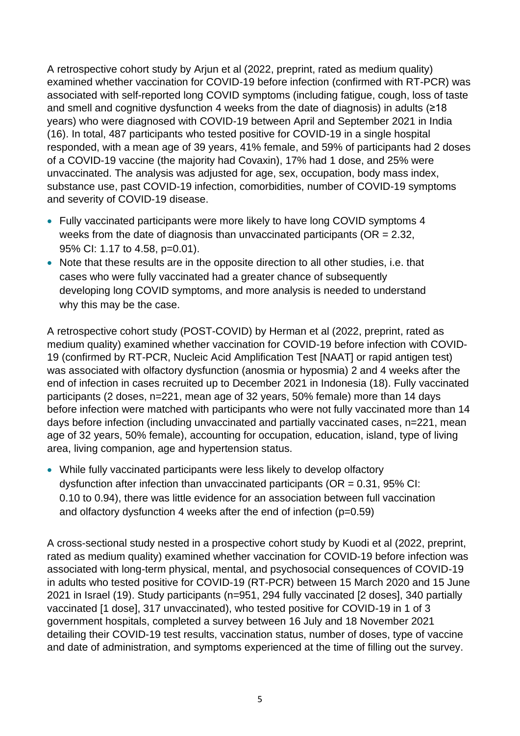A retrospective cohort study by Arjun et al (2022, preprint, rated as medium quality) examined whether vaccination for COVID-19 before infection (confirmed with RT-PCR) was associated with self-reported long COVID symptoms (including fatigue, cough, loss of taste and smell and cognitive dysfunction 4 weeks from the date of diagnosis) in adults (≥18 years) who were diagnosed with COVID-19 between April and September 2021 in India (16). In total, 487 participants who tested positive for COVID-19 in a single hospital responded, with a mean age of 39 years, 41% female, and 59% of participants had 2 doses of a COVID-19 vaccine (the majority had Covaxin), 17% had 1 dose, and 25% were unvaccinated. The analysis was adjusted for age, sex, occupation, body mass index, substance use, past COVID-19 infection, comorbidities, number of COVID-19 symptoms and severity of COVID-19 disease.

- Fully vaccinated participants were more likely to have long COVID symptoms 4 weeks from the date of diagnosis than unvaccinated participants (OR = 2.32, 95% CI: 1.17 to 4.58, p=0.01).
- Note that these results are in the opposite direction to all other studies, i.e. that cases who were fully vaccinated had a greater chance of subsequently developing long COVID symptoms, and more analysis is needed to understand why this may be the case.

A retrospective cohort study (POST-COVID) by Herman et al (2022, preprint, rated as medium quality) examined whether vaccination for COVID-19 before infection with COVID-19 (confirmed by RT-PCR, Nucleic Acid Amplification Test [NAAT] or rapid antigen test) was associated with olfactory dysfunction (anosmia or hyposmia) 2 and 4 weeks after the end of infection in cases recruited up to December 2021 in Indonesia (18). Fully vaccinated participants (2 doses, n=221, mean age of 32 years, 50% female) more than 14 days before infection were matched with participants who were not fully vaccinated more than 14 days before infection (including unvaccinated and partially vaccinated cases, n=221, mean age of 32 years, 50% female), accounting for occupation, education, island, type of living area, living companion, age and hypertension status.

- While fully vaccinated participants were less likely to develop olfactory dysfunction after infection than unvaccinated participants (OR = 0.31, 95% CI: 0.10 to 0.94), there was little evidence for an association between full vaccination and olfactory dysfunction 4 weeks after the end of infection (p=0.59)

A cross-sectional study nested in a prospective cohort study by Kuodi et al (2022, preprint, rated as medium quality) examined whether vaccination for COVID-19 before infection was associated with long-term physical, mental, and psychosocial consequences of COVID-19 in adults who tested positive for COVID-19 (RT-PCR) between 15 March 2020 and 15 June 2021 in Israel (19). Study participants (n=951, 294 fully vaccinated [2 doses], 340 partially vaccinated [1 dose], 317 unvaccinated), who tested positive for COVID-19 in 1 of 3 government hospitals, completed a survey between 16 July and 18 November 2021 detailing their COVID-19 test results, vaccination status, number of doses, type of vaccine and date of administration, and symptoms experienced at the time of filling out the survey.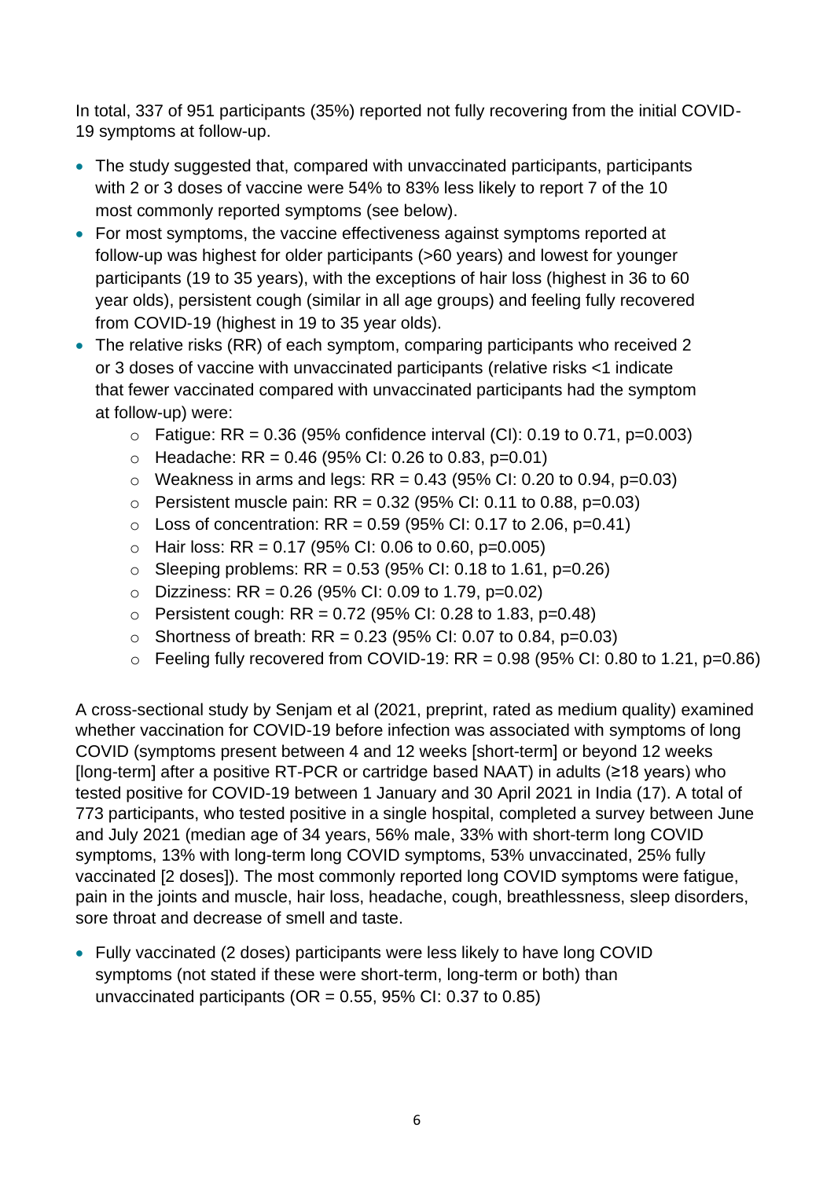In total, 337 of 951 participants (35%) reported not fully recovering from the initial COVID-19 symptoms at follow-up.

- The study suggested that, compared with unvaccinated participants, participants with 2 or 3 doses of vaccine were 54% to 83% less likely to report 7 of the 10 most commonly reported symptoms (see below).
- For most symptoms, the vaccine effectiveness against symptoms reported at follow-up was highest for older participants (>60 years) and lowest for younger participants (19 to 35 years), with the exceptions of hair loss (highest in 36 to 60 year olds), persistent cough (similar in all age groups) and feeling fully recovered from COVID-19 (highest in 19 to 35 year olds).
- The relative risks (RR) of each symptom, comparing participants who received 2 or 3 doses of vaccine with unvaccinated participants (relative risks <1 indicate that fewer vaccinated compared with unvaccinated participants had the symptom at follow-up) were:
    - Fatigue: RR = 0.36 (95% confidence interval (CI): 0.19 to 0.71, p=0.003)
    - Headache: RR = 0.46 (95% CI: 0.26 to 0.83, p=0.01)
    - Weakness in arms and legs: RR = 0.43 (95% CI: 0.20 to 0.94, p=0.03)
    - Persistent muscle pain: RR = 0.32 (95% CI: 0.11 to 0.88, p=0.03)
    - Loss of concentration: RR = 0.59 (95% CI: 0.17 to 2.06, p=0.41)
    - Hair loss: RR = 0.17 (95% CI: 0.06 to 0.60, p=0.005)
    - Sleeping problems: RR = 0.53 (95% CI: 0.18 to 1.61, p=0.26)
    - Dizziness: RR = 0.26 (95% CI: 0.09 to 1.79, p=0.02)
    - Persistent cough: RR = 0.72 (95% CI: 0.28 to 1.83, p=0.48)
    - Shortness of breath: RR = 0.23 (95% CI: 0.07 to 0.84, p=0.03)
    - Feeling fully recovered from COVID-19: RR = 0.98 (95% CI: 0.80 to 1.21, p=0.86)

A cross-sectional study by Senjam et al (2021, preprint, rated as medium quality) examined whether vaccination for COVID-19 before infection was associated with symptoms of long COVID (symptoms present between 4 and 12 weeks [short-term] or beyond 12 weeks [long-term] after a positive RT-PCR or cartridge based NAAT) in adults (≥18 years) who tested positive for COVID-19 between 1 January and 30 April 2021 in India (17). A total of 773 participants, who tested positive in a single hospital, completed a survey between June and July 2021 (median age of 34 years, 56% male, 33% with short-term long COVID symptoms, 13% with long-term long COVID symptoms, 53% unvaccinated, 25% fully vaccinated [2 doses]). The most commonly reported long COVID symptoms were fatigue, pain in the joints and muscle, hair loss, headache, cough, breathlessness, sleep disorders, sore throat and decrease of smell and taste.

- Fully vaccinated (2 doses) participants were less likely to have long COVID symptoms (not stated if these were short-term, long-term or both) than unvaccinated participants (OR = 0.55, 95% CI: 0.37 to 0.85)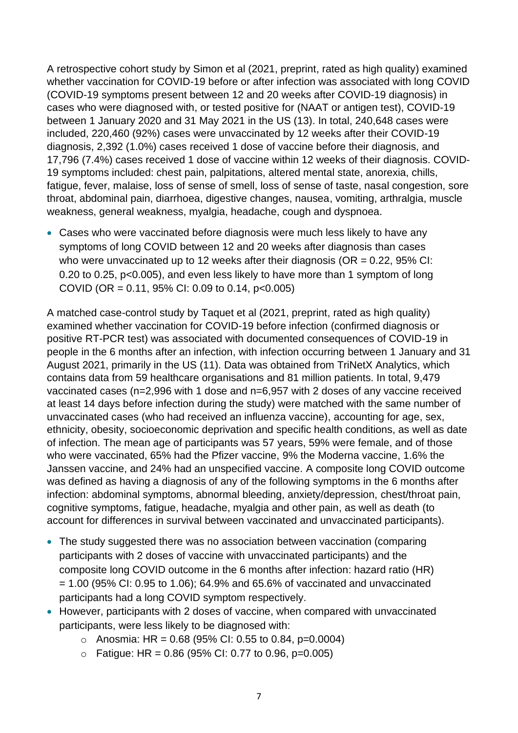A retrospective cohort study by Simon et al (2021, preprint, rated as high quality) examined whether vaccination for COVID-19 before or after infection was associated with long COVID (COVID-19 symptoms present between 12 and 20 weeks after COVID-19 diagnosis) in cases who were diagnosed with, or tested positive for (NAAT or antigen test), COVID-19 between 1 January 2020 and 31 May 2021 in the US (13). In total, 240,648 cases were included, 220,460 (92%) cases were unvaccinated by 12 weeks after their COVID-19 diagnosis, 2,392 (1.0%) cases received 1 dose of vaccine before their diagnosis, and 17,796 (7.4%) cases received 1 dose of vaccine within 12 weeks of their diagnosis. COVID-19 symptoms included: chest pain, palpitations, altered mental state, anorexia, chills, fatigue, fever, malaise, loss of sense of smell, loss of sense of taste, nasal congestion, sore throat, abdominal pain, diarrhoea, digestive changes, nausea, vomiting, arthralgia, muscle weakness, general weakness, myalgia, headache, cough and dyspnoea.

- Cases who were vaccinated before diagnosis were much less likely to have any symptoms of long COVID between 12 and 20 weeks after diagnosis than cases who were unvaccinated up to 12 weeks after their diagnosis (OR = 0.22, 95% CI: 0.20 to 0.25, $p<0.005$), and even less likely to have more than 1 symptom of long COVID (OR = 0.11, 95% CI: 0.09 to 0.14, $p<0.005$)

A matched case-control study by Taquet et al (2021, preprint, rated as high quality) examined whether vaccination for COVID-19 before infection (confirmed diagnosis or positive RT-PCR test) was associated with documented consequences of COVID-19 in people in the 6 months after an infection, with infection occurring between 1 January and 31 August 2021, primarily in the US (11). Data was obtained from TriNetX Analytics, which contains data from 59 healthcare organisations and 81 million patients. In total, 9,479 vaccinated cases (n=2,996 with 1 dose and n=6,957 with 2 doses of any vaccine received at least 14 days before infection during the study) were matched with the same number of unvaccinated cases (who had received an influenza vaccine), accounting for age, sex, ethnicity, obesity, socioeconomic deprivation and specific health conditions, as well as date of infection. The mean age of participants was 57 years, 59% were female, and of those who were vaccinated, 65% had the Pfizer vaccine, 9% the Moderna vaccine, 1.6% the Janssen vaccine, and 24% had an unspecified vaccine. A composite long COVID outcome was defined as having a diagnosis of any of the following symptoms in the 6 months after infection: abdominal symptoms, abnormal bleeding, anxiety/depression, chest/throat pain, cognitive symptoms, fatigue, headache, myalgia and other pain, as well as death (to account for differences in survival between vaccinated and unvaccinated participants).

- The study suggested there was no association between vaccination (comparing participants with 2 doses of vaccine with unvaccinated participants) and the composite long COVID outcome in the 6 months after infection: hazard ratio (HR) = 1.00 (95% CI: 0.95 to 1.06); 64.9% and 65.6% of vaccinated and unvaccinated participants had a long COVID symptom respectively.
- However, participants with 2 doses of vaccine, when compared with unvaccinated participants, were less likely to be diagnosed with:
    - Anosmia: HR = 0.68 (95% CI: 0.55 to 0.84, $p=0.0004$)
    - Fatigue: HR = 0.86 (95% CI: 0.77 to 0.96, $p=0.005$)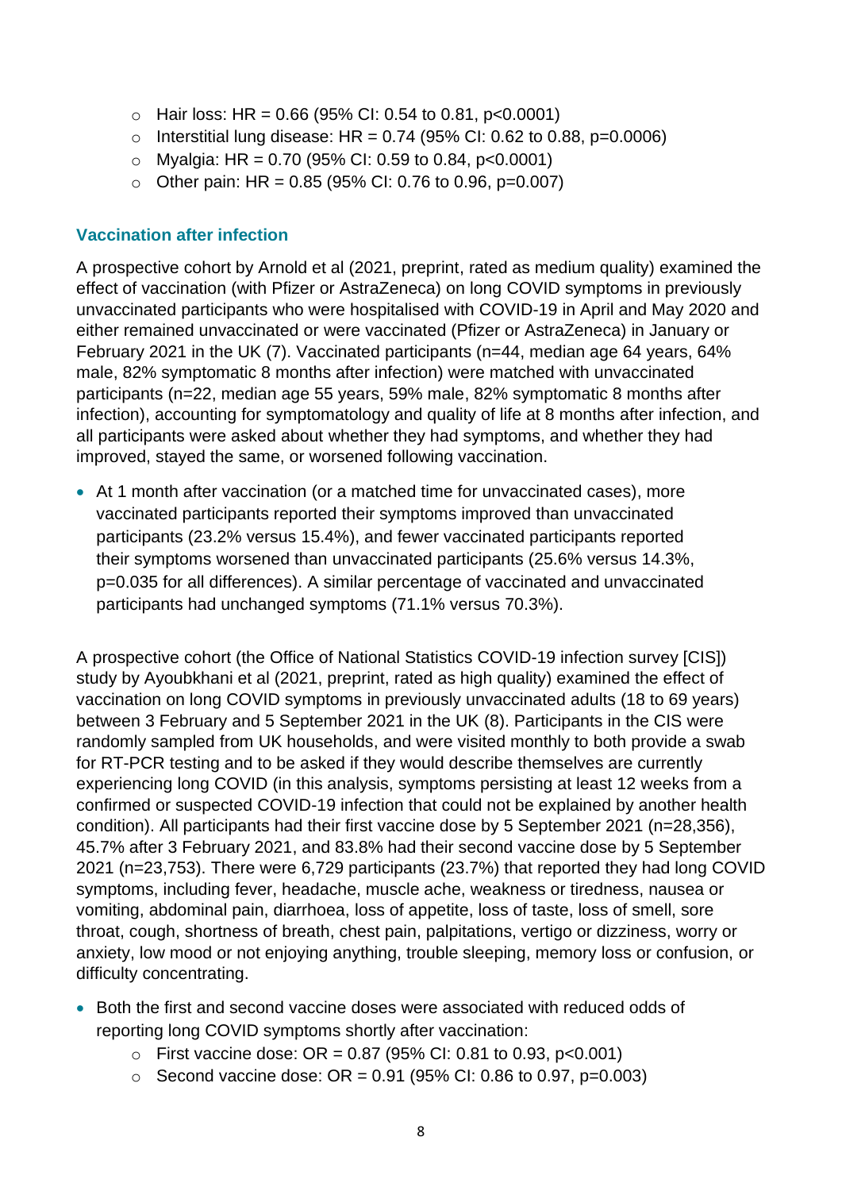- Hair loss: HR = 0.66 (95% CI: 0.54 to 0.81, $p<0.0001$)
- Interstitial lung disease: HR = 0.74 (95% CI: 0.62 to 0.88, $p=0.0006$)
- Myalgia: HR = 0.70 (95% CI: 0.59 to 0.84, $p<0.0001$)
- Other pain: HR = 0.85 (95% CI: 0.76 to 0.96, $p=0.007$)

### Vaccination after infection

A prospective cohort by Arnold et al (2021, preprint, rated as medium quality) examined the effect of vaccination (with Pfizer or AstraZeneca) on long COVID symptoms in previously unvaccinated participants who were hospitalised with COVID-19 in April and May 2020 and either remained unvaccinated or were vaccinated (Pfizer or AstraZeneca) in January or February 2021 in the UK (7). Vaccinated participants (n=44, median age 64 years, 64% male, 82% symptomatic 8 months after infection) were matched with unvaccinated participants (n=22, median age 55 years, 59% male, 82% symptomatic 8 months after infection), accounting for symptomatology and quality of life at 8 months after infection, and all participants were asked about whether they had symptoms, and whether they had improved, stayed the same, or worsened following vaccination.

- At 1 month after vaccination (or a matched time for unvaccinated cases), more vaccinated participants reported their symptoms improved than unvaccinated participants (23.2% versus 15.4%), and fewer vaccinated participants reported their symptoms worsened than unvaccinated participants (25.6% versus 14.3%, $p=0.035$ for all differences). A similar percentage of vaccinated and unvaccinated participants had unchanged symptoms (71.1% versus 70.3%).

A prospective cohort (the Office of National Statistics COVID-19 infection survey [CIS]) study by Ayoubkhani et al (2021, preprint, rated as high quality) examined the effect of vaccination on long COVID symptoms in previously unvaccinated adults (18 to 69 years) between 3 February and 5 September 2021 in the UK (8). Participants in the CIS were randomly sampled from UK households, and were visited monthly to both provide a swab for RT-PCR testing and to be asked if they would describe themselves are currently experiencing long COVID (in this analysis, symptoms persisting at least 12 weeks from a confirmed or suspected COVID-19 infection that could not be explained by another health condition). All participants had their first vaccine dose by 5 September 2021 (n=28,356), 45.7% after 3 February 2021, and 83.8% had their second vaccine dose by 5 September 2021 (n=23,753). There were 6,729 participants (23.7%) that reported they had long COVID symptoms, including fever, headache, muscle ache, weakness or tiredness, nausea or vomiting, abdominal pain, diarrhoea, loss of appetite, loss of taste, loss of smell, sore throat, cough, shortness of breath, chest pain, palpitations, vertigo or dizziness, worry or anxiety, low mood or not enjoying anything, trouble sleeping, memory loss or confusion, or difficulty concentrating.

- Both the first and second vaccine doses were associated with reduced odds of reporting long COVID symptoms shortly after vaccination:
  - First vaccine dose: OR = 0.87 (95% CI: 0.81 to 0.93, $p<0.001$)
  - Second vaccine dose: OR = 0.91 (95% CI: 0.86 to 0.97, $p=0.003$)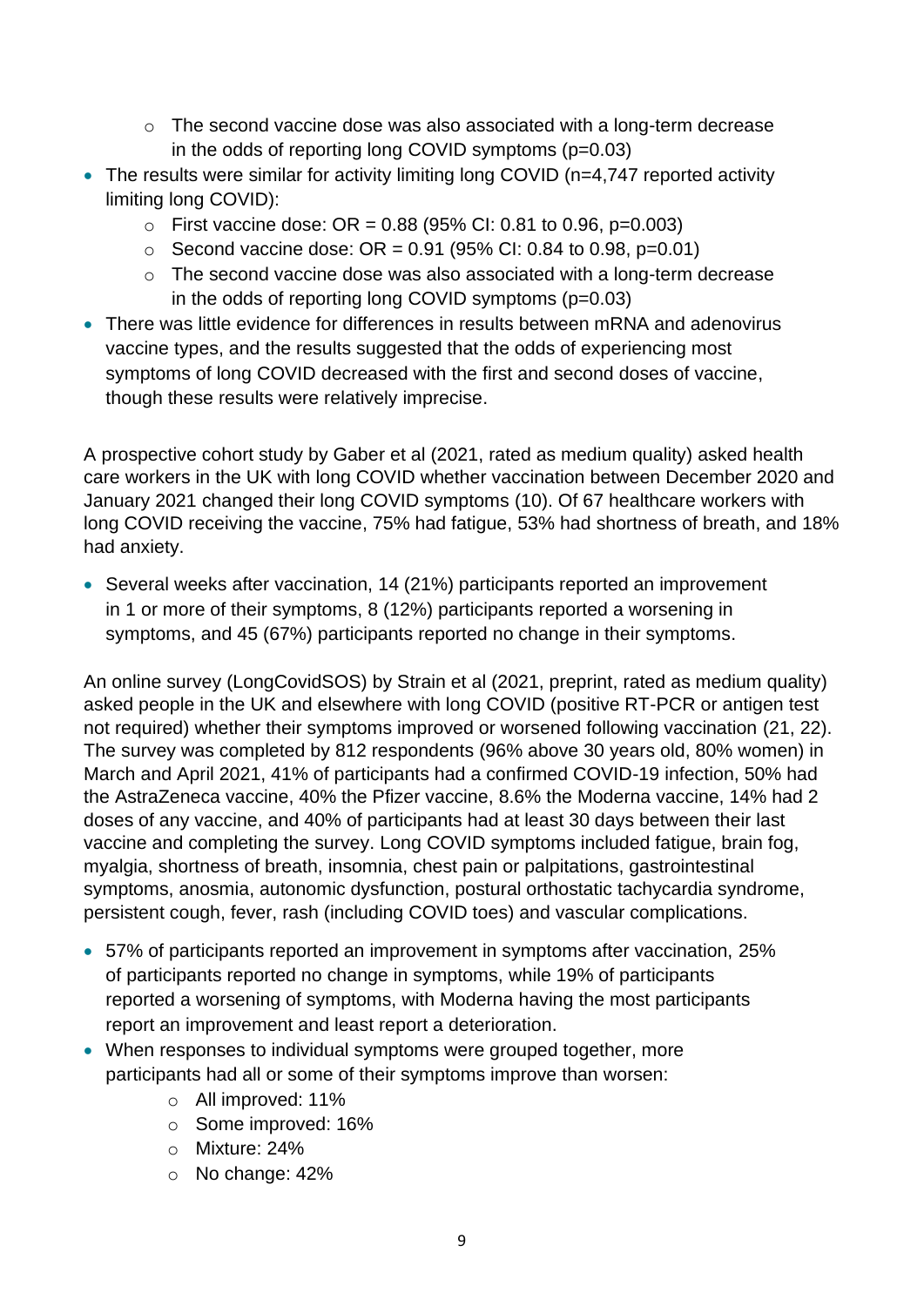- The second vaccine dose was also associated with a long-term decrease in the odds of reporting long COVID symptoms (p=0.03)
- The results were similar for activity limiting long COVID (n=4,747 reported activity limiting long COVID):
    - First vaccine dose: OR = 0.88 (95% CI: 0.81 to 0.96, p=0.003)
    - Second vaccine dose: OR = 0.91 (95% CI: 0.84 to 0.98, p=0.01)
    - The second vaccine dose was also associated with a long-term decrease in the odds of reporting long COVID symptoms (p=0.03)
- There was little evidence for differences in results between mRNA and adenovirus vaccine types, and the results suggested that the odds of experiencing most symptoms of long COVID decreased with the first and second doses of vaccine, though these results were relatively imprecise.

A prospective cohort study by Gaber et al (2021, rated as medium quality) asked health care workers in the UK with long COVID whether vaccination between December 2020 and January 2021 changed their long COVID symptoms (10). Of 67 healthcare workers with long COVID receiving the vaccine, 75% had fatigue, 53% had shortness of breath, and 18% had anxiety.

- Several weeks after vaccination, 14 (21%) participants reported an improvement in 1 or more of their symptoms, 8 (12%) participants reported a worsening in symptoms, and 45 (67%) participants reported no change in their symptoms.

An online survey (LongCovidSOS) by Strain et al (2021, preprint, rated as medium quality) asked people in the UK and elsewhere with long COVID (positive RT-PCR or antigen test not required) whether their symptoms improved or worsened following vaccination (21, 22). The survey was completed by 812 respondents (96% above 30 years old, 80% women) in March and April 2021, 41% of participants had a confirmed COVID-19 infection, 50% had the AstraZeneca vaccine, 40% the Pfizer vaccine, 8.6% the Moderna vaccine, 14% had 2 doses of any vaccine, and 40% of participants had at least 30 days between their last vaccine and completing the survey. Long COVID symptoms included fatigue, brain fog, myalgia, shortness of breath, insomnia, chest pain or palpitations, gastrointestinal symptoms, anosmia, autonomic dysfunction, postural orthostatic tachycardia syndrome, persistent cough, fever, rash (including COVID toes) and vascular complications.

- 57% of participants reported an improvement in symptoms after vaccination, 25% of participants reported no change in symptoms, while 19% of participants reported a worsening of symptoms, with Moderna having the most participants report an improvement and least report a deterioration.
- When responses to individual symptoms were grouped together, more participants had all or some of their symptoms improve than worsen:
    - All improved: 11%
    - Some improved: 16%
    - Mixture: 24%
    - No change: 42%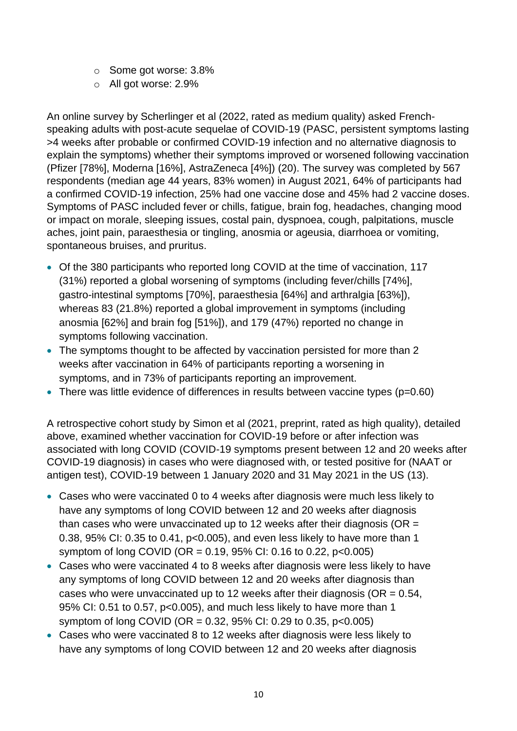- Some got worse: 3.8%
  - All got worse: 2.9%

An online survey by Scherlinger et al (2022, rated as medium quality) asked French-speaking adults with post-acute sequelae of COVID-19 (PASC, persistent symptoms lasting >4 weeks after probable or confirmed COVID-19 infection and no alternative diagnosis to explain the symptoms) whether their symptoms improved or worsened following vaccination (Pfizer [78%], Moderna [16%], AstraZeneca [4%]) (20). The survey was completed by 567 respondents (median age 44 years, 83% women) in August 2021, 64% of participants had a confirmed COVID-19 infection, 25% had one vaccine dose and 45% had 2 vaccine doses. Symptoms of PASC included fever or chills, fatigue, brain fog, headaches, changing mood or impact on morale, sleeping issues, costal pain, dyspnoea, cough, palpitations, muscle aches, joint pain, paraesthesia or tingling, anosmia or ageusia, diarrhoea or vomiting, spontaneous bruises, and pruritus.

- Of the 380 participants who reported long COVID at the time of vaccination, 117 (31%) reported a global worsening of symptoms (including fever/chills [74%], gastro-intestinal symptoms [70%], paraesthesia [64%] and arthralgia [63%]), whereas 83 (21.8%) reported a global improvement in symptoms (including anosmia [62%] and brain fog [51%]), and 179 (47%) reported no change in symptoms following vaccination.
- The symptoms thought to be affected by vaccination persisted for more than 2 weeks after vaccination in 64% of participants reporting a worsening in symptoms, and in 73% of participants reporting an improvement.
- There was little evidence of differences in results between vaccine types ($p=0.60$)

A retrospective cohort study by Simon et al (2021, preprint, rated as high quality), detailed above, examined whether vaccination for COVID-19 before or after infection was associated with long COVID (COVID-19 symptoms present between 12 and 20 weeks after COVID-19 diagnosis) in cases who were diagnosed with, or tested positive for (NAAT or antigen test), COVID-19 between 1 January 2020 and 31 May 2021 in the US (13).

- Cases who were vaccinated 0 to 4 weeks after diagnosis were much less likely to have any symptoms of long COVID between 12 and 20 weeks after diagnosis than cases who were unvaccinated up to 12 weeks after their diagnosis (OR = 0.38, 95% CI: 0.35 to 0.41, $p<0.005$), and even less likely to have more than 1 symptom of long COVID (OR = 0.19, 95% CI: 0.16 to 0.22, $p<0.005$)
- Cases who were vaccinated 4 to 8 weeks after diagnosis were less likely to have any symptoms of long COVID between 12 and 20 weeks after diagnosis than cases who were unvaccinated up to 12 weeks after their diagnosis (OR = 0.54, 95% CI: 0.51 to 0.57, $p<0.005$), and much less likely to have more than 1 symptom of long COVID (OR = 0.32, 95% CI: 0.29 to 0.35, $p<0.005$)
- Cases who were vaccinated 8 to 12 weeks after diagnosis were less likely to have any symptoms of long COVID between 12 and 20 weeks after diagnosis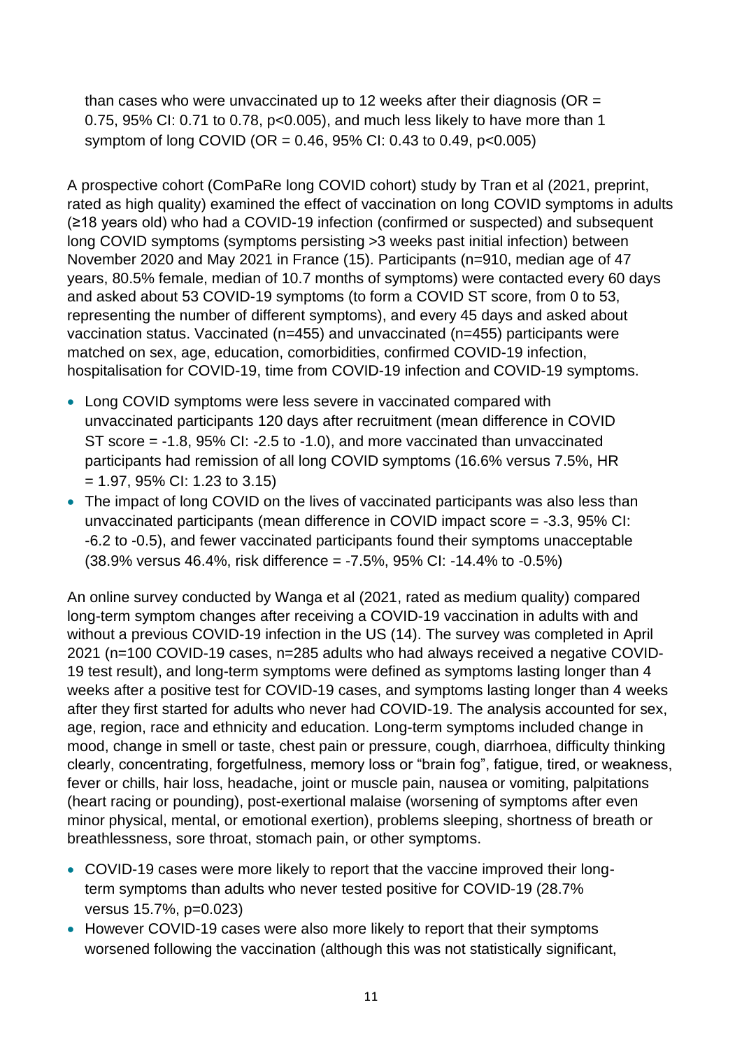than cases who were unvaccinated up to 12 weeks after their diagnosis (OR = 0.75, 95% CI: 0.71 to 0.78, $p<0.005$), and much less likely to have more than 1 symptom of long COVID (OR = 0.46, 95% CI: 0.43 to 0.49, $p<0.005$)

A prospective cohort (ComPaRe long COVID cohort) study by Tran et al (2021, preprint, rated as high quality) examined the effect of vaccination on long COVID symptoms in adults (≥18 years old) who had a COVID-19 infection (confirmed or suspected) and subsequent long COVID symptoms (symptoms persisting >3 weeks past initial infection) between November 2020 and May 2021 in France (15). Participants (n=910, median age of 47 years, 80.5% female, median of 10.7 months of symptoms) were contacted every 60 days and asked about 53 COVID-19 symptoms (to form a COVID ST score, from 0 to 53, representing the number of different symptoms), and every 45 days and asked about vaccination status. Vaccinated (n=455) and unvaccinated (n=455) participants were matched on sex, age, education, comorbidities, confirmed COVID-19 infection, hospitalisation for COVID-19, time from COVID-19 infection and COVID-19 symptoms.

- Long COVID symptoms were less severe in vaccinated compared with unvaccinated participants 120 days after recruitment (mean difference in COVID ST score = -1.8, 95% CI: -2.5 to -1.0), and more vaccinated than unvaccinated participants had remission of all long COVID symptoms (16.6% versus 7.5%, HR = 1.97, 95% CI: 1.23 to 3.15)
- The impact of long COVID on the lives of vaccinated participants was also less than unvaccinated participants (mean difference in COVID impact score = -3.3, 95% CI: -6.2 to -0.5), and fewer vaccinated participants found their symptoms unacceptable (38.9% versus 46.4%, risk difference = -7.5%, 95% CI: -14.4% to -0.5%)

An online survey conducted by Wanga et al (2021, rated as medium quality) compared long-term symptom changes after receiving a COVID-19 vaccination in adults with and without a previous COVID-19 infection in the US (14). The survey was completed in April 2021 (n=100 COVID-19 cases, n=285 adults who had always received a negative COVID-19 test result), and long-term symptoms were defined as symptoms lasting longer than 4 weeks after a positive test for COVID-19 cases, and symptoms lasting longer than 4 weeks after they first started for adults who never had COVID-19. The analysis accounted for sex, age, region, race and ethnicity and education. Long-term symptoms included change in mood, change in smell or taste, chest pain or pressure, cough, diarrhoea, difficulty thinking clearly, concentrating, forgetfulness, memory loss or "brain fog", fatigue, tired, or weakness, fever or chills, hair loss, headache, joint or muscle pain, nausea or vomiting, palpitations (heart racing or pounding), post-exertional malaise (worsening of symptoms after even minor physical, mental, or emotional exertion), problems sleeping, shortness of breath or breathlessness, sore throat, stomach pain, or other symptoms.

- COVID-19 cases were more likely to report that the vaccine improved their long-term symptoms than adults who never tested positive for COVID-19 (28.7% versus 15.7%, $p=0.023$)
- However COVID-19 cases were also more likely to report that their symptoms worsened following the vaccination (although this was not statistically significant,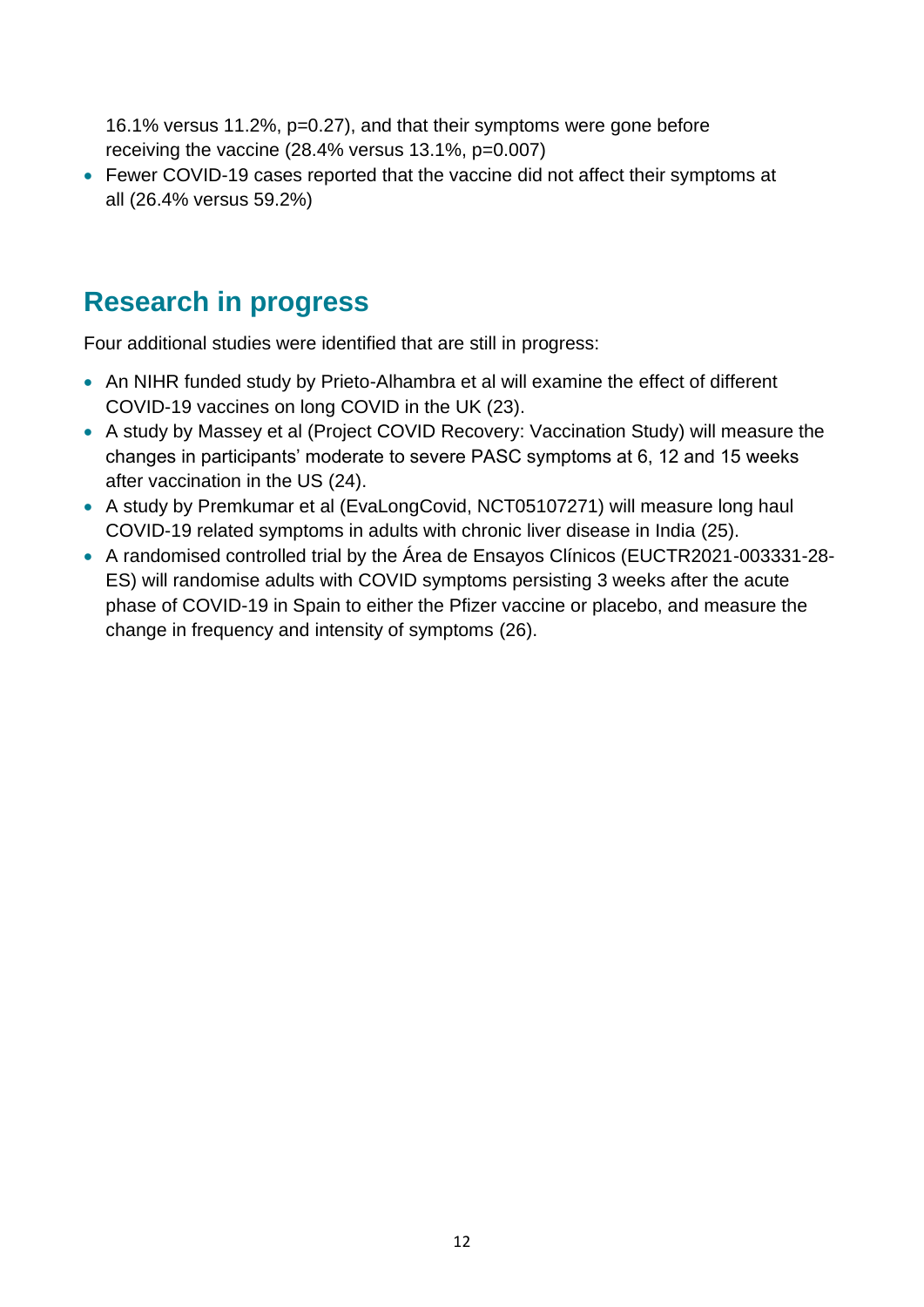16.1% versus 11.2%, p=0.27), and that their symptoms were gone before receiving the vaccine (28.4% versus 13.1%, p=0.007)

- Fewer COVID-19 cases reported that the vaccine did not affect their symptoms at all (26.4% versus 59.2%)

## Research in progress

Four additional studies were identified that are still in progress:

- An NIHR funded study by Prieto-Alhambra et al will examine the effect of different COVID-19 vaccines on long COVID in the UK (23).
- A study by Massey et al (Project COVID Recovery: Vaccination Study) will measure the changes in participants' moderate to severe PASC symptoms at 6, 12 and 15 weeks after vaccination in the US (24).
- A study by Premkumar et al (EvaLongCovid, NCT05107271) will measure long haul COVID-19 related symptoms in adults with chronic liver disease in India (25).
- A randomised controlled trial by the Área de Ensayos Clínicos (EUCTR2021-003331-28-ES) will randomise adults with COVID symptoms persisting 3 weeks after the acute phase of COVID-19 in Spain to either the Pfizer vaccine or placebo, and measure the change in frequency and intensity of symptoms (26).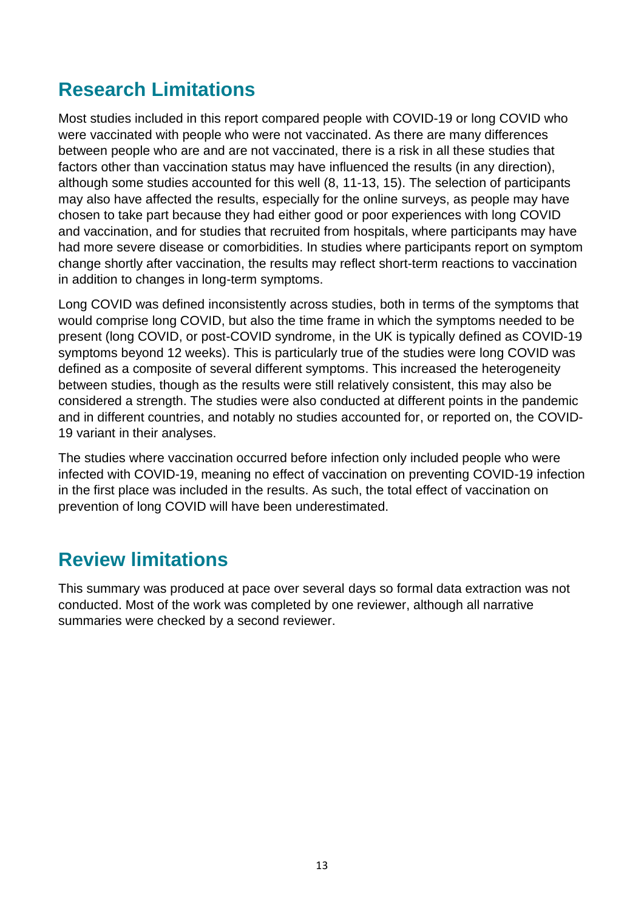## Research Limitations

Most studies included in this report compared people with COVID-19 or long COVID who were vaccinated with people who were not vaccinated. As there are many differences between people who are and are not vaccinated, there is a risk in all these studies that factors other than vaccination status may have influenced the results (in any direction), although some studies accounted for this well (8, 11-13, 15). The selection of participants may also have affected the results, especially for the online surveys, as people may have chosen to take part because they had either good or poor experiences with long COVID and vaccination, and for studies that recruited from hospitals, where participants may have had more severe disease or comorbidities. In studies where participants report on symptom change shortly after vaccination, the results may reflect short-term reactions to vaccination in addition to changes in long-term symptoms.

Long COVID was defined inconsistently across studies, both in terms of the symptoms that would comprise long COVID, but also the time frame in which the symptoms needed to be present (long COVID, or post-COVID syndrome, in the UK is typically defined as COVID-19 symptoms beyond 12 weeks). This is particularly true of the studies were long COVID was defined as a composite of several different symptoms. This increased the heterogeneity between studies, though as the results were still relatively consistent, this may also be considered a strength. The studies were also conducted at different points in the pandemic and in different countries, and notably no studies accounted for, or reported on, the COVID-19 variant in their analyses.

The studies where vaccination occurred before infection only included people who were infected with COVID-19, meaning no effect of vaccination on preventing COVID-19 infection in the first place was included in the results. As such, the total effect of vaccination on prevention of long COVID will have been underestimated.

## Review limitations

This summary was produced at pace over several days so formal data extraction was not conducted. Most of the work was completed by one reviewer, although all narrative summaries were checked by a second reviewer.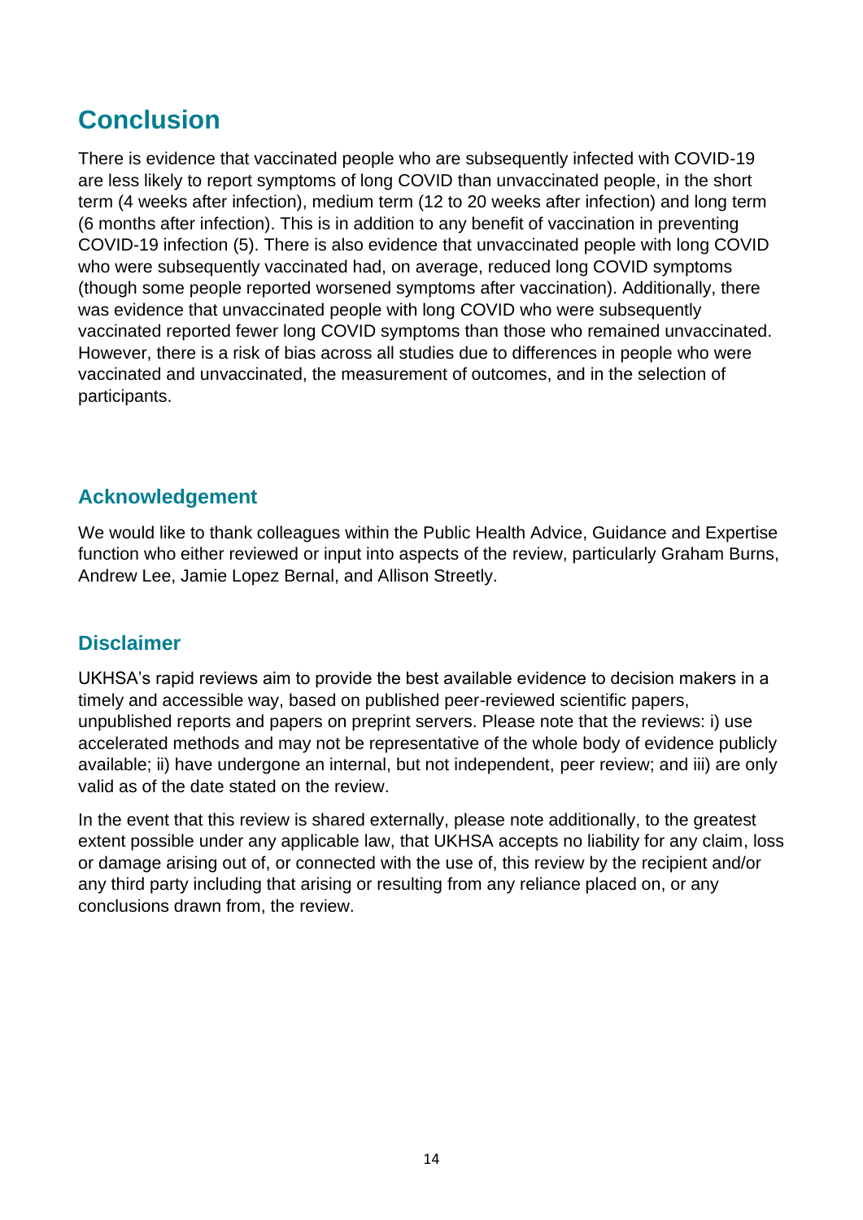## Conclusion

There is evidence that vaccinated people who are subsequently infected with COVID-19 are less likely to report symptoms of long COVID than unvaccinated people, in the short term (4 weeks after infection), medium term (12 to 20 weeks after infection) and long term (6 months after infection). This is in addition to any benefit of vaccination in preventing COVID-19 infection (5). There is also evidence that unvaccinated people with long COVID who were subsequently vaccinated had, on average, reduced long COVID symptoms (though some people reported worsened symptoms after vaccination). Additionally, there was evidence that unvaccinated people with long COVID who were subsequently vaccinated reported fewer long COVID symptoms than those who remained unvaccinated. However, there is a risk of bias across all studies due to differences in people who were vaccinated and unvaccinated, the measurement of outcomes, and in the selection of participants.

### Acknowledgement

We would like to thank colleagues within the Public Health Advice, Guidance and Expertise function who either reviewed or input into aspects of the review, particularly Graham Burns, Andrew Lee, Jamie Lopez Bernal, and Allison Streetly.

### Disclaimer

UKHSA's rapid reviews aim to provide the best available evidence to decision makers in a timely and accessible way, based on published peer-reviewed scientific papers, unpublished reports and papers on preprint servers. Please note that the reviews: i) use accelerated methods and may not be representative of the whole body of evidence publicly available; ii) have undergone an internal, but not independent, peer review; and iii) are only valid as of the date stated on the review.

In the event that this review is shared externally, please note additionally, to the greatest extent possible under any applicable law, that UKHSA accepts no liability for any claim, loss or damage arising out of, or connected with the use of, this review by the recipient and/or any third party including that arising or resulting from any reliance placed on, or any conclusions drawn from, the review.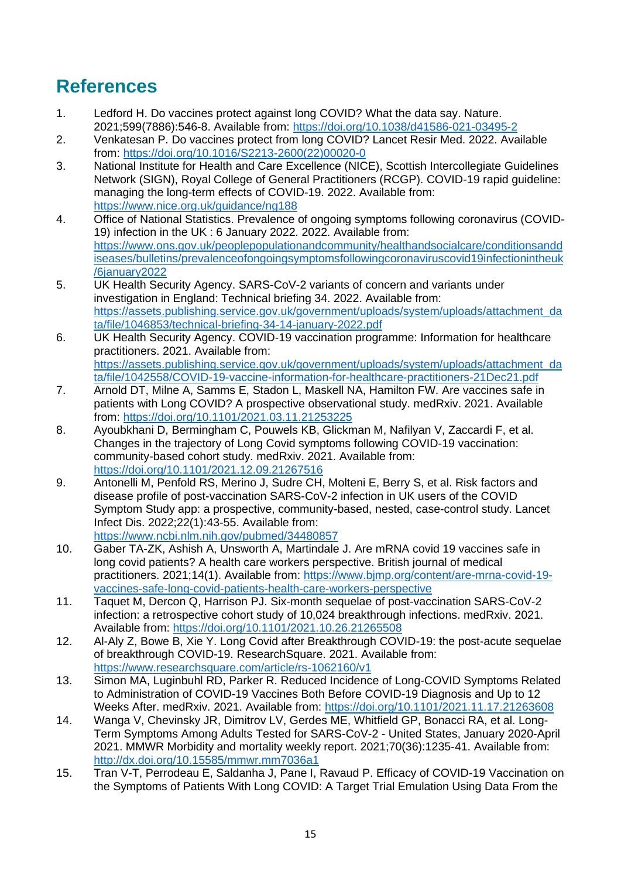# References

1. Ledford H. Do vaccines protect against long COVID? What the data say. Nature. 2021;599(7886):546-8. Available from: https://doi.org/10.1038/d41586-021-03495-2
2. Venkatesan P. Do vaccines protect from long COVID? Lancet Resir Med. 2022. Available from: https://doi.org/10.1016/S2213-2600(22)00020-0
3. National Institute for Health and Care Excellence (NICE), Scottish Intercollegiate Guidelines Network (SIGN), Royal College of General Practitioners (RCGP). COVID-19 rapid guideline: managing the long-term effects of COVID-19. 2022. Available from: https://www.nice.org.uk/guidance/ng188
4. Office of National Statistics. Prevalence of ongoing symptoms following coronavirus (COVID-19) infection in the UK : 6 January 2022. 2022. Available from: https://www.ons.gov.uk/peoplepopulationandcommunity/healthandsocialcare/conditionsanddiseases/bulletins/prevalenceofongoingsymptomsfollowingcoronaviruscovid19infectionintheuk/6january2022
5. UK Health Security Agency. SARS-CoV-2 variants of concern and variants under investigation in England: Technical briefing 34. 2022. Available from: https://assets.publishing.service.gov.uk/government/uploads/system/uploads/attachment_data/file/1046853/technical-briefing-34-14-january-2022.pdf
6. UK Health Security Agency. COVID-19 vaccination programme: Information for healthcare practitioners. 2021. Available from: https://assets.publishing.service.gov.uk/government/uploads/system/uploads/attachment_data/file/1042558/COVID-19-vaccine-information-for-healthcare-practitioners-21Dec21.pdf
7. Arnold DT, Milne A, Samms E, Stadon L, Maskell NA, Hamilton FW. Are vaccines safe in patients with Long COVID? A prospective observational study. medRxiv. 2021. Available from: https://doi.org/10.1101/2021.03.11.21253225
8. Ayoubkhani D, Bermingham C, Pouwels KB, Glickman M, Nafilyan V, Zaccardi F, et al. Changes in the trajectory of Long Covid symptoms following COVID-19 vaccination: community-based cohort study. medRxiv. 2021. Available from: https://doi.org/10.1101/2021.12.09.21267516
9. Antonelli M, Penfold RS, Merino J, Sudre CH, Molteni E, Berry S, et al. Risk factors and disease profile of post-vaccination SARS-CoV-2 infection in UK users of the COVID Symptom Study app: a prospective, community-based, nested, case-control study. Lancet Infect Dis. 2022;22(1):43-55. Available from: https://www.ncbi.nlm.nih.gov/pubmed/34480857
10. Gaber TA-ZK, Ashish A, Unsworth A, Martindale J. Are mRNA covid 19 vaccines safe in long covid patients? A health care workers perspective. British journal of medical practitioners. 2021;14(1). Available from: https://www.bjmp.org/content/are-mrna-covid-19-vaccines-safe-long-covid-patients-health-care-workers-perspective
11. Taquet M, Dercon Q, Harrison PJ. Six-month sequelae of post-vaccination SARS-CoV-2 infection: a retrospective cohort study of 10,024 breakthrough infections. medRxiv. 2021. Available from: https://doi.org/10.1101/2021.10.26.21265508
12. Al-Aly Z, Bowe B, Xie Y. Long Covid after Breakthrough COVID-19: the post-acute sequelae of breakthrough COVID-19. ResearchSquare. 2021. Available from: https://www.researchsquare.com/article/rs-1062160/v1
13. Simon MA, Luginbuhl RD, Parker R. Reduced Incidence of Long-COVID Symptoms Related to Administration of COVID-19 Vaccines Both Before COVID-19 Diagnosis and Up to 12 Weeks After. medRxiv. 2021. Available from: https://doi.org/10.1101/2021.11.17.21263608
14. Wanga V, Chevinsky JR, Dimitrov LV, Gerdes ME, Whitfield GP, Bonacci RA, et al. Long-Term Symptoms Among Adults Tested for SARS-CoV-2 - United States, January 2020-April 2021. MMWR Morbidity and mortality weekly report. 2021;70(36):1235-41. Available from: http://dx.doi.org/10.15585/mmwr.mm7036a1
15. Tran V-T, Perrodeau E, Saldanha J, Pane I, Ravaud P. Efficacy of COVID-19 Vaccination on the Symptoms of Patients With Long COVID: A Target Trial Emulation Using Data From the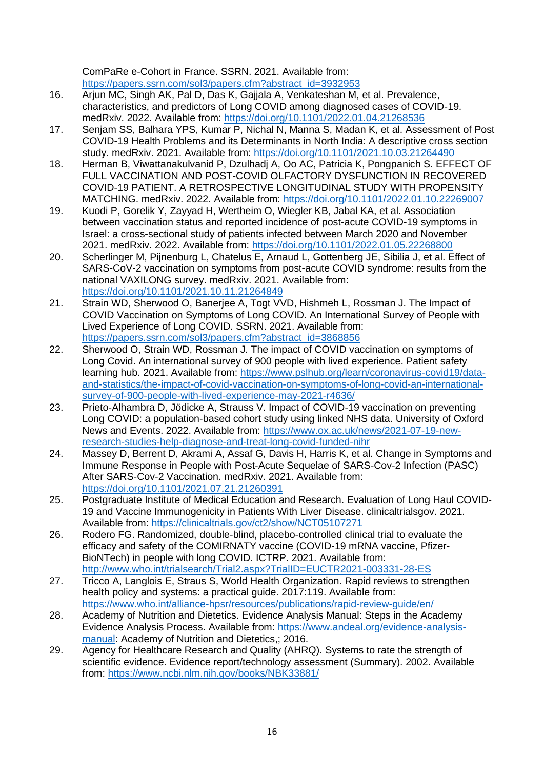ComPaRe e-Cohort in France. SSRN. 2021. Available from: https://papers.ssrn.com/sol3/papers.cfm?abstract_id=3932953

16. Arjun MC, Singh AK, Pal D, Das K, Gajjala A, Venkateshan M, et al. Prevalence, characteristics, and predictors of Long COVID among diagnosed cases of COVID-19. medRxiv. 2022. Available from: https://doi.org/10.1101/2022.01.04.21268536
17. Senjam SS, Balhara YPS, Kumar P, Nichal N, Manna S, Madan K, et al. Assessment of Post COVID-19 Health Problems and its Determinants in North India: A descriptive cross section study. medRxiv. 2021. Available from: https://doi.org/10.1101/2021.10.03.21264490
18. Herman B, Viwattanakulvanid P, Dzulhadj A, Oo AC, Patricia K, Pongpanich S. EFFECT OF FULL VACCINATION AND POST-COVID OLFACTORY DYSFUNCTION IN RECOVERED COVID-19 PATIENT. A RETROSPECTIVE LONGITUDINAL STUDY WITH PROPENSITY MATCHING. medRxiv. 2022. Available from: https://doi.org/10.1101/2022.01.10.22269007
19. Kuodi P, Gorelik Y, Zayyad H, Wertheim O, Wiegler KB, Jabal KA, et al. Association between vaccination status and reported incidence of post-acute COVID-19 symptoms in Israel: a cross-sectional study of patients infected between March 2020 and November 2021. medRxiv. 2022. Available from: https://doi.org/10.1101/2022.01.05.22268800
20. Scherlinger M, Pijnenburg L, Chatelus E, Arnaud L, Gottenberg JE, Sibilia J, et al. Effect of SARS-CoV-2 vaccination on symptoms from post-acute COVID syndrome: results from the national VAXILONG survey. medRxiv. 2021. Available from: https://doi.org/10.1101/2021.10.11.21264849
21. Strain WD, Sherwood O, Banerjee A, Togt VVD, Hishmeh L, Rossman J. The Impact of COVID Vaccination on Symptoms of Long COVID. An International Survey of People with Lived Experience of Long COVID. SSRN. 2021. Available from: https://papers.ssrn.com/sol3/papers.cfm?abstract_id=3868856
22. Sherwood O, Strain WD, Rossman J. The impact of COVID vaccination on symptoms of Long Covid. An international survey of 900 people with lived experience. Patient safety learning hub. 2021. Available from: https://www.pslhub.org/learn/coronavirus-covid19/data-and-statistics/the-impact-of-covid-vaccination-on-symptoms-of-long-covid-an-international-survey-of-900-people-with-lived-experience-may-2021-r4636/
23. Prieto-Alhambra D, Jödicke A, Strauss V. Impact of COVID-19 vaccination on preventing Long COVID: a population-based cohort study using linked NHS data. University of Oxford News and Events. 2022. Available from: https://www.ox.ac.uk/news/2021-07-19-new-research-studies-help-diagnose-and-treat-long-covid-funded-nihr
24. Massey D, Berrent D, Akrami A, Assaf G, Davis H, Harris K, et al. Change in Symptoms and Immune Response in People with Post-Acute Sequelae of SARS-Cov-2 Infection (PASC) After SARS-Cov-2 Vaccination. medRxiv. 2021. Available from: https://doi.org/10.1101/2021.07.21.21260391
25. Postgraduate Institute of Medical Education and Research. Evaluation of Long Haul COVID-19 and Vaccine Immunogenicity in Patients With Liver Disease. clinicaltrialsgov. 2021. Available from: https://clinicaltrials.gov/ct2/show/NCT05107271
26. Rodero FG. Randomized, double-blind, placebo-controlled clinical trial to evaluate the efficacy and safety of the COMIRNATY vaccine (COVID-19 mRNA vaccine, Pfizer-BioNTech) in people with long COVID. ICTRP. 2021. Available from: http://www.who.int/trialsearch/Trial2.aspx?TrialID=EUCTR2021-003331-28-ES
27. Tricco A, Langlois E, Straus S, World Health Organization. Rapid reviews to strengthen health policy and systems: a practical guide. 2017:119. Available from: https://www.who.int/alliance-hpsr/resources/publications/rapid-review-guide/en/
28. Academy of Nutrition and Dietetics. Evidence Analysis Manual: Steps in the Academy Evidence Analysis Process. Available from: https://www.andeal.org/evidence-analysis-manual: Academy of Nutrition and Dietetics,; 2016.
29. Agency for Healthcare Research and Quality (AHRQ). Systems to rate the strength of scientific evidence. Evidence report/technology assessment (Summary). 2002. Available from: https://www.ncbi.nlm.nih.gov/books/NBK33881/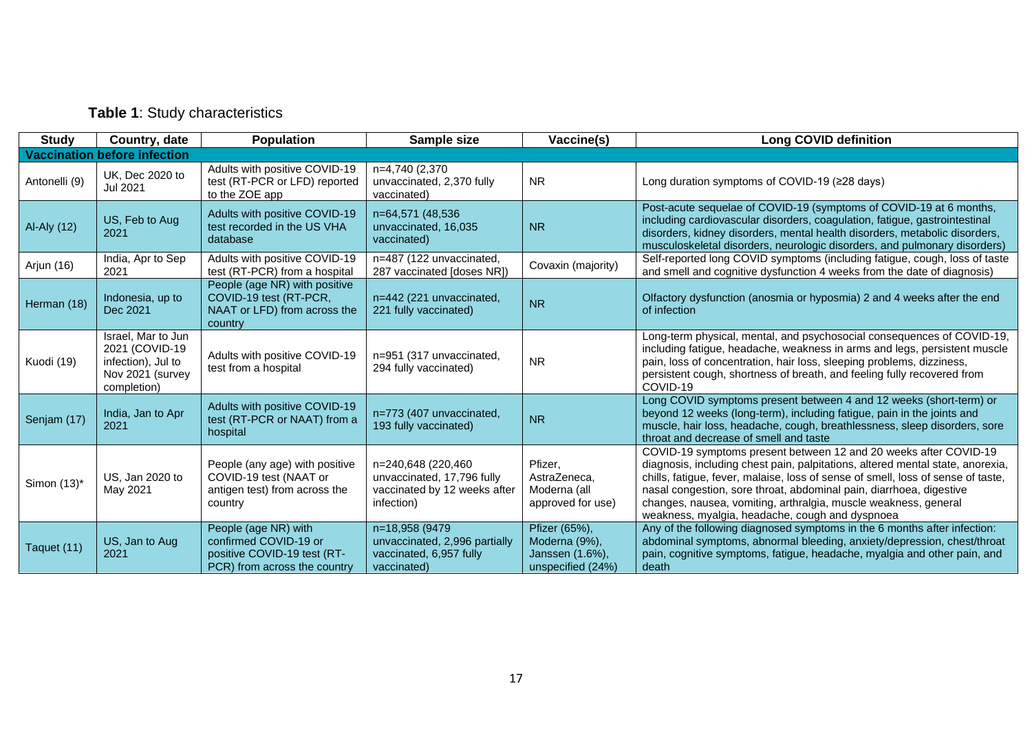**Table 1**: Study characteristics

| Study | Country, date | Population | Sample size | Vaccine(s) | Long COVID definition |
|---|---|---|---|---|---|
| **Vaccination before infection** | | | | | |
| Antonelli (9) | UK, Dec 2020 to Jul 2021 | Adults with positive COVID-19 test (RT-PCR or LFD) reported to the ZOE app | n=4,740 (2,370 unvaccinated, 2,370 fully vaccinated) | NR | Long duration symptoms of COVID-19 (≥28 days) |
| Al-Aly (12) | US, Feb to Aug 2021 | Adults with positive COVID-19 test recorded in the US VHA database | n=64,571 (48,536 unvaccinated, 16,035 vaccinated) | NR | Post-acute sequelae of COVID-19 (symptoms of COVID-19 at 6 months, including cardiovascular disorders, coagulation, fatigue, gastrointestinal disorders, kidney disorders, mental health disorders, metabolic disorders, musculoskeletal disorders, neurologic disorders, and pulmonary disorders) |
| Arjun (16) | India, Apr to Sep 2021 | Adults with positive COVID-19 test (RT-PCR) from a hospital | n=487 (122 unvaccinated, 287 vaccinated [doses NR]) | Covaxin (majority) | Self-reported long COVID symptoms (including fatigue, cough, loss of taste and smell and cognitive dysfunction 4 weeks from the date of diagnosis) |
| Herman (18) | Indonesia, up to Dec 2021 | People (age NR) with positive COVID-19 test (RT-PCR, NAAT or LFD) from across the country | n=442 (221 unvaccinated, 221 fully vaccinated) | NR | Olfactory dysfunction (anosmia or hyposmia) 2 and 4 weeks after the end of infection |
| Kuodi (19) | Israel, Mar to Jun 2021 (COVID-19 infection), Jul to Nov 2021 (survey completion) | Adults with positive COVID-19 test from a hospital | n=951 (317 unvaccinated, 294 fully vaccinated) | NR | Long-term physical, mental, and psychosocial consequences of COVID-19, including fatigue, headache, weakness in arms and legs, persistent muscle pain, loss of concentration, hair loss, sleeping problems, dizziness, persistent cough, shortness of breath, and feeling fully recovered from COVID-19 |
| Senjam (17) | India, Jan to Apr 2021 | Adults with positive COVID-19 test (RT-PCR or NAAT) from a hospital | n=773 (407 unvaccinated, 193 fully vaccinated) | NR | Long COVID symptoms present between 4 and 12 weeks (short-term) or beyond 12 weeks (long-term), including fatigue, pain in the joints and muscle, hair loss, headache, cough, breathlessness, sleep disorders, sore throat and decrease of smell and taste |
| Simon (13)* | US, Jan 2020 to May 2021 | People (any age) with positive COVID-19 test (NAAT or antigen test) from across the country | n=240,648 (220,460 unvaccinated, 17,796 fully vaccinated by 12 weeks after infection) | Pfizer, AstraZeneca, Moderna (all approved for use) | COVID-19 symptoms present between 12 and 20 weeks after COVID-19 diagnosis, including chest pain, palpitations, altered mental state, anorexia, chills, fatigue, fever, malaise, loss of sense of smell, loss of sense of taste, nasal congestion, sore throat, abdominal pain, diarrhoea, digestive changes, nausea, vomiting, arthralgia, muscle weakness, general weakness, myalgia, headache, cough and dyspnoea |
| Taquet (11) | US, Jan to Aug 2021 | People (age NR) with confirmed COVID-19 or positive COVID-19 test (RT-PCR) from across the country | n=18,958 (9479 unvaccinated, 2,996 partially vaccinated, 6,957 fully vaccinated) | Pfizer (65%), Moderna (9%), Janssen (1.6%), unspecified (24%) | Any of the following diagnosed symptoms in the 6 months after infection: abdominal symptoms, abnormal bleeding, anxiety/depression, chest/throat pain, cognitive symptoms, fatigue, headache, myalgia and other pain, and death |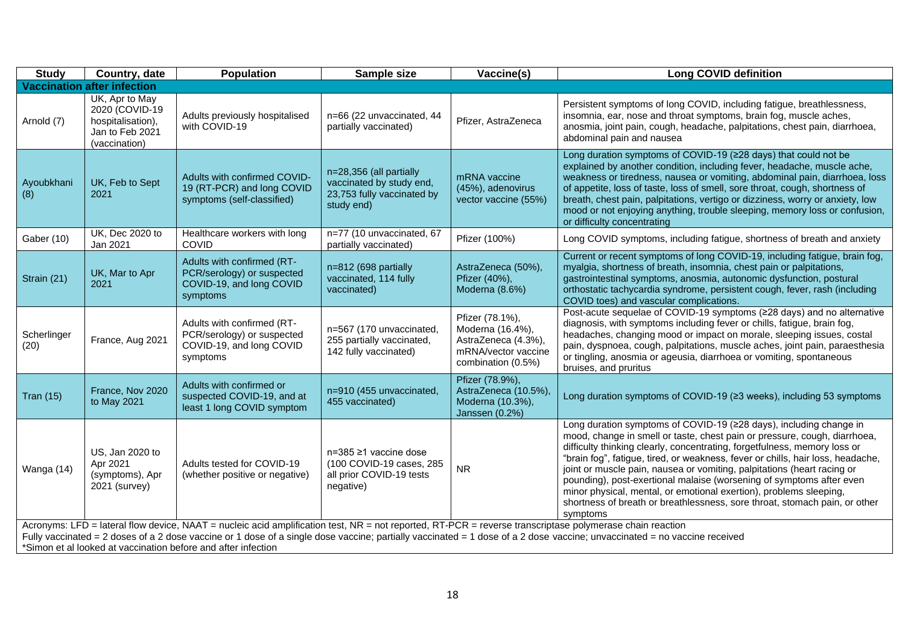| Study | Country, date | Population | Sample size | Vaccine(s) | Long COVID definition |
|---|---|---|---|---|---|
| **Vaccination after infection** | | | | | |
| Arnold (7) | UK, Apr to May 2020 (COVID-19 hospitalisation), Jan to Feb 2021 (vaccination) | Adults previously hospitalised with COVID-19 | n=66 (22 unvaccinated, 44 partially vaccinated) | Pfizer, AstraZeneca | Persistent symptoms of long COVID, including fatigue, breathlessness, insomnia, ear, nose and throat symptoms, brain fog, muscle aches, anosmia, joint pain, cough, headache, palpitations, chest pain, diarrhoea, abdominal pain and nausea |
| Ayoubkhani (8) | UK, Feb to Sept 2021 | Adults with confirmed COVID-19 (RT-PCR) and long COVID symptoms (self-classified) | n=28,356 (all partially vaccinated by study end, 23,753 fully vaccinated by study end) | mRNA vaccine (45%), adenovirus vector vaccine (55%) | Long duration symptoms of COVID-19 (≥28 days) that could not be explained by another condition, including fever, headache, muscle ache, weakness or tiredness, nausea or vomiting, abdominal pain, diarrhoea, loss of appetite, loss of taste, loss of smell, sore throat, cough, shortness of breath, chest pain, palpitations, vertigo or dizziness, worry or anxiety, low mood or not enjoying anything, trouble sleeping, memory loss or confusion, or difficulty concentrating |
| Gaber (10) | UK, Dec 2020 to Jan 2021 | Healthcare workers with long COVID | n=77 (10 unvaccinated, 67 partially vaccinated) | Pfizer (100%) | Long COVID symptoms, including fatigue, shortness of breath and anxiety |
| Strain (21) | UK, Mar to Apr 2021 | Adults with confirmed (RT-PCR/serology) or suspected COVID-19, and long COVID symptoms | n=812 (698 partially vaccinated, 114 fully vaccinated) | AstraZeneca (50%), Pfizer (40%), Moderna (8.6%) | Current or recent symptoms of long COVID-19, including fatigue, brain fog, myalgia, shortness of breath, insomnia, chest pain or palpitations, gastrointestinal symptoms, anosmia, autonomic dysfunction, postural orthostatic tachycardia syndrome, persistent cough, fever, rash (including COVID toes) and vascular complications. |
| Scherlinger (20) | France, Aug 2021 | Adults with confirmed (RT-PCR/serology) or suspected COVID-19, and long COVID symptoms | n=567 (170 unvaccinated, 255 partially vaccinated, 142 fully vaccinated) | Pfizer (78.1%), Moderna (16.4%), AstraZeneca (4.3%), mRNA/vector vaccine combination (0.5%) | Post-acute sequelae of COVID-19 symptoms (≥28 days) and no alternative diagnosis, with symptoms including fever or chills, fatigue, brain fog, headaches, changing mood or impact on morale, sleeping issues, costal pain, dyspnoea, cough, palpitations, muscle aches, joint pain, paraesthesia or tingling, anosmia or ageusia, diarrhoea or vomiting, spontaneous bruises, and pruritus |
| Tran (15) | France, Nov 2020 to May 2021 | Adults with confirmed or suspected COVID-19, and at least 1 long COVID symptom | n=910 (455 unvaccinated, 455 vaccinated) | Pfizer (78.9%), AstraZeneca (10.5%), Moderna (10.3%), Janssen (0.2%) | Long duration symptoms of COVID-19 (≥3 weeks), including 53 symptoms |
| Wanga (14) | US, Jan 2020 to Apr 2021 (symptoms), Apr 2021 (survey) | Adults tested for COVID-19 (whether positive or negative) | n=385 ≥1 vaccine dose (100 COVID-19 cases, 285 all prior COVID-19 tests negative) | NR | Long duration symptoms of COVID-19 (≥28 days), including change in mood, change in smell or taste, chest pain or pressure, cough, diarrhoea, difficulty thinking clearly, concentrating, forgetfulness, memory loss or "brain fog", fatigue, tired, or weakness, fever or chills, hair loss, headache, joint or muscle pain, nausea or vomiting, palpitations (heart racing or pounding), post-exertional malaise (worsening of symptoms after even minor physical, mental, or emotional exertion), problems sleeping, shortness of breath or breathlessness, sore throat, stomach pain, or other symptoms |

Acronyms: LFD = lateral flow device, NAAT = nucleic acid amplification test, NR = not reported, RT-PCR = reverse transcriptase polymerase chain reaction
Fully vaccinated = 2 doses of a 2 dose vaccine or 1 dose of a single dose vaccine; partially vaccinated = 1 dose of a 2 dose vaccine; unvaccinated = no vaccine received
*Simon et al looked at vaccination before and after infection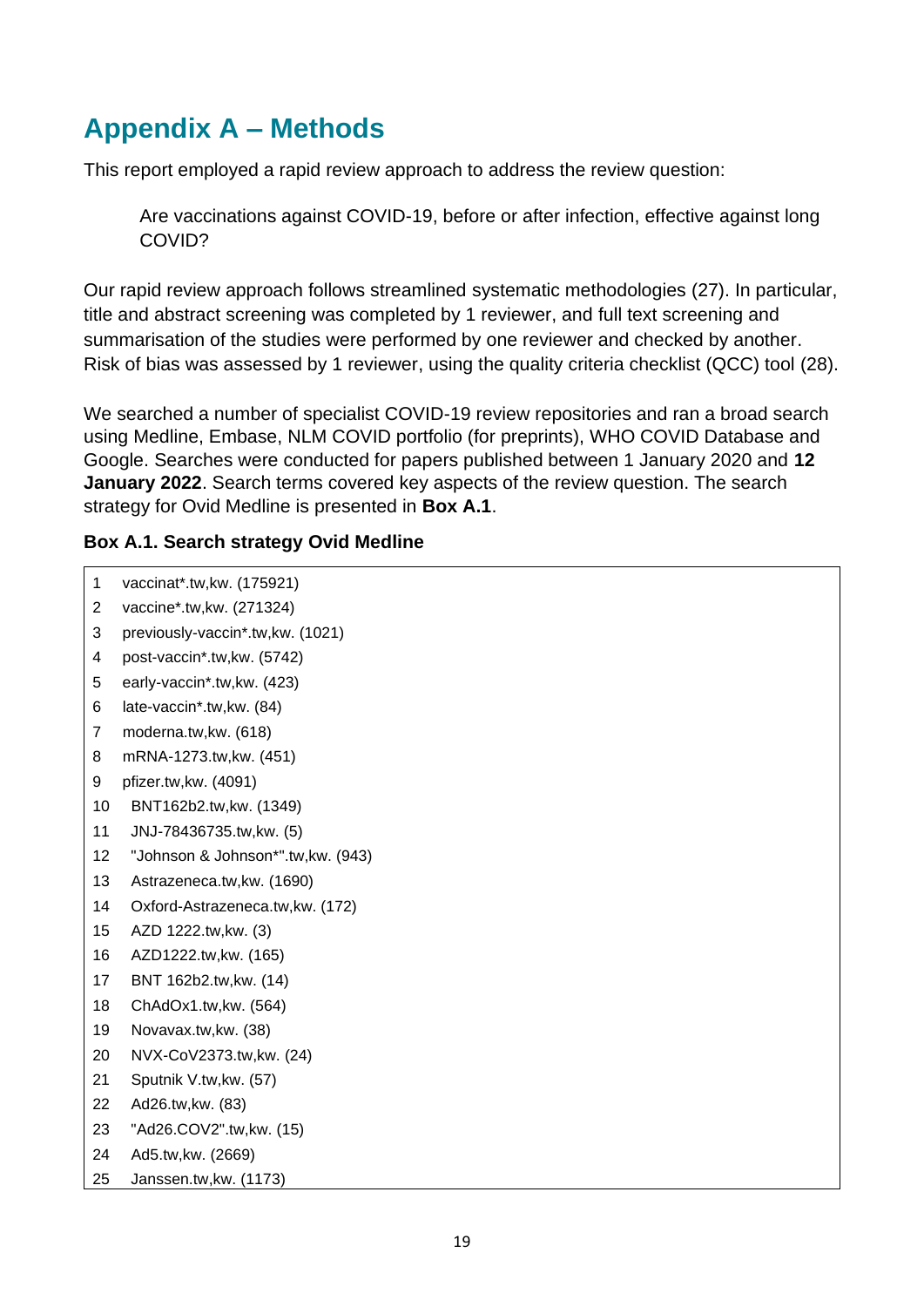# Appendix A – Methods

This report employed a rapid review approach to address the review question:

> Are vaccinations against COVID-19, before or after infection, effective against long COVID?

Our rapid review approach follows streamlined systematic methodologies (27). In particular, title and abstract screening was completed by 1 reviewer, and full text screening and summarisation of the studies were performed by one reviewer and checked by another. Risk of bias was assessed by 1 reviewer, using the quality criteria checklist (QCC) tool (28).

We searched a number of specialist COVID-19 review repositories and ran a broad search using Medline, Embase, NLM COVID portfolio (for preprints), WHO COVID Database and Google. Searches were conducted for papers published between 1 January 2020 and **12 January 2022**. Search terms covered key aspects of the review question. The search strategy for Ovid Medline is presented in **Box A.1**.

**Box A.1. Search strategy Ovid Medline**

```
1   vaccinat*.tw,kw. (175921)
2   vaccine*.tw,kw. (271324)
3   previously-vaccin*.tw,kw. (1021)
4   post-vaccin*.tw,kw. (5742)
5   early-vaccin*.tw,kw. (423)
6   late-vaccin*.tw,kw. (84)
7   moderna.tw,kw. (618)
8   mRNA-1273.tw,kw. (451)
9   pfizer.tw,kw. (4091)
10  BNT162b2.tw,kw. (1349)
11  JNJ-78436735.tw,kw. (5)
12  "Johnson & Johnson*".tw,kw. (943)
13  Astrazeneca.tw,kw. (1690)
14  Oxford-Astrazeneca.tw,kw. (172)
15  AZD 1222.tw,kw. (3)
16  AZD1222.tw,kw. (165)
17  BNT 162b2.tw,kw. (14)
18  ChAdOx1.tw,kw. (564)
19  Novavax.tw,kw. (38)
20  NVX-CoV2373.tw,kw. (24)
21  Sputnik V.tw,kw. (57)
22  Ad26.tw,kw. (83)
23  "Ad26.COV2".tw,kw. (15)
24  Ad5.tw,kw. (2669)
25  Janssen.tw,kw. (1173)
```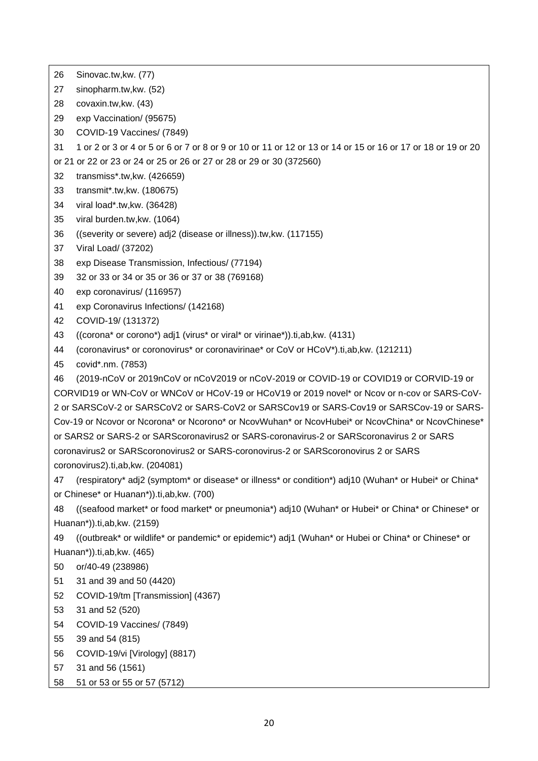26 Sinovac.tw,kw. (77)

27 sinopharm.tw,kw. (52)

28 covaxin.tw,kw. (43)

29 exp Vaccination/ (95675)

30 COVID-19 Vaccines/ (7849)

31 1 or 2 or 3 or 4 or 5 or 6 or 7 or 8 or 9 or 10 or 11 or 12 or 13 or 14 or 15 or 16 or 17 or 18 or 19 or 20 or 21 or 22 or 23 or 24 or 25 or 26 or 27 or 28 or 29 or 30 (372560)

32 transmiss*.tw,kw. (426659)

33 transmit*.tw,kw. (180675)

34 viral load*.tw,kw. (36428)

35 viral burden.tw,kw. (1064)

36 ((severity or severe) adj2 (disease or illness)).tw,kw. (117155)

37 Viral Load/ (37202)

38 exp Disease Transmission, Infectious/ (77194)

39 32 or 33 or 34 or 35 or 36 or 37 or 38 (769168)

40 exp coronavirus/ (116957)

41 exp Coronavirus Infections/ (142168)

42 COVID-19/ (131372)

43 ((corona* or corono*) adj1 (virus* or viral* or virinae*)).ti,ab,kw. (4131)

44 (coronavirus* or coronovirus* or coronavirinae* or CoV or HCoV*).ti,ab,kw. (121211)

45 covid*.nm. (7853)

46 (2019-nCoV or 2019nCoV or nCoV2019 or nCoV-2019 or COVID-19 or COVID19 or CORVID-19 or CORVID19 or WN-CoV or WNCoV or HCoV-19 or HCoV19 or 2019 novel* or Ncov or n-cov or SARS-CoV-2 or SARSCoV-2 or SARSCoV2 or SARS-CoV2 or SARSCov19 or SARS-Cov19 or SARSCov-19 or SARS-Cov-19 or Ncovor or Ncorona* or Ncorono* or NcovWuhan* or NcovHubei* or NcovChina* or NcovChinese* or SARS2 or SARS-2 or SARScoronavirus2 or SARS-coronavirus-2 or SARScoronavirus 2 or SARS coronavirus2 or SARScoronovirus2 or SARS-coronovirus-2 or SARScoronovirus 2 or SARS coronovirus2).ti,ab,kw. (204081)

47 (respiratory* adj2 (symptom* or disease* or illness* or condition*) adj10 (Wuhan* or Hubei* or China* or Chinese* or Huanan*)).ti,ab,kw. (700)

48 ((seafood market* or food market* or pneumonia*) adj10 (Wuhan* or Hubei* or China* or Chinese* or Huanan*)).ti,ab,kw. (2159)

49 ((outbreak* or wildlife* or pandemic* or epidemic*) adj1 (Wuhan* or Hubei or China* or Chinese* or Huanan*)).ti,ab,kw. (465)

50 or/40-49 (238986)

51 31 and 39 and 50 (4420)

52 COVID-19/tm [Transmission] (4367)

53 31 and 52 (520)

54 COVID-19 Vaccines/ (7849)

55 39 and 54 (815)

56 COVID-19/vi [Virology] (8817)

57 31 and 56 (1561)

58 51 or 53 or 55 or 57 (5712)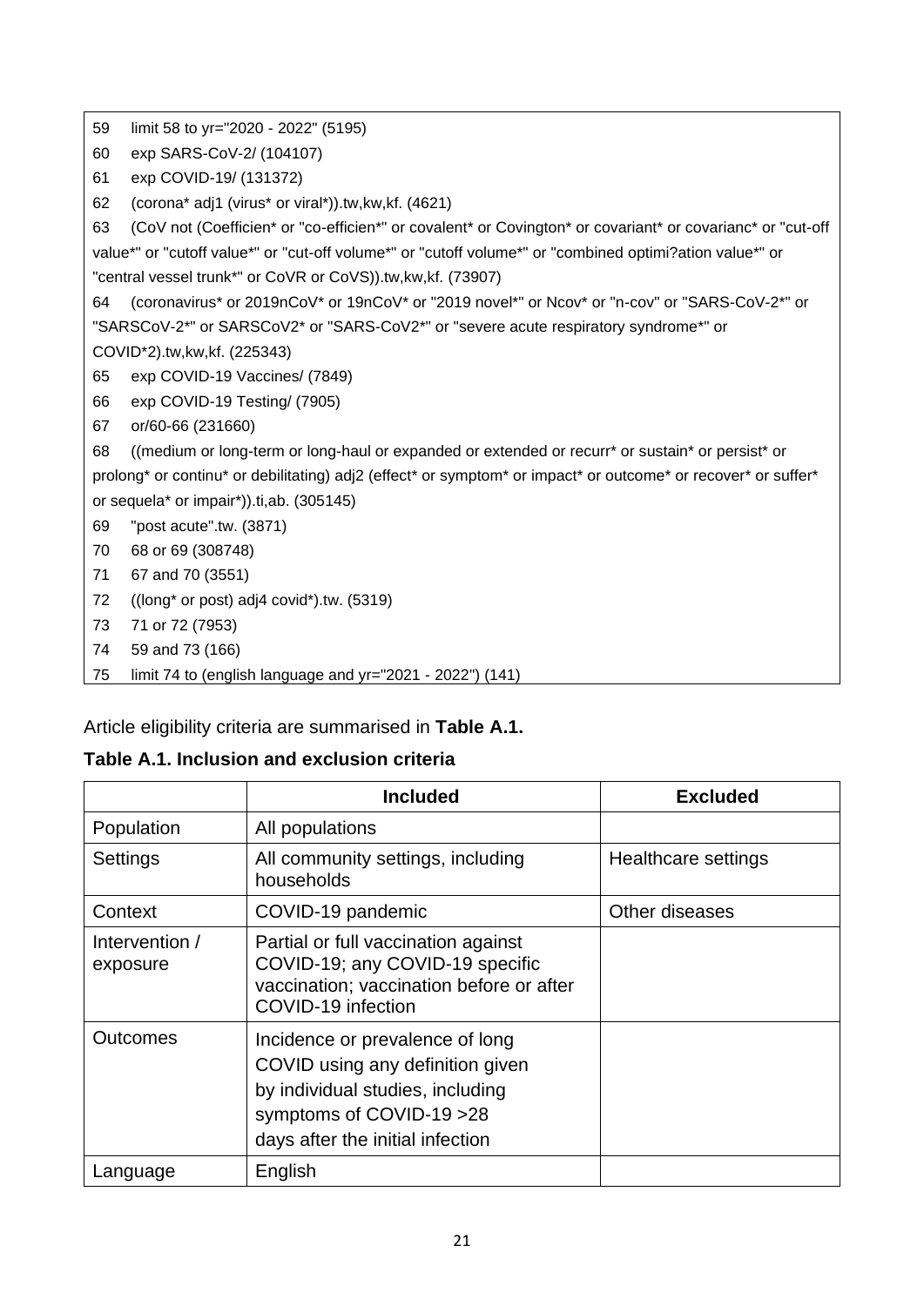```
59    limit 58 to yr="2020 - 2022" (5195)
60    exp SARS-CoV-2/ (104107)
61    exp COVID-19/ (131372)
62    (corona* adj1 (virus* or viral*)).tw,kw,kf. (4621)
63    (CoV not (Coefficien* or "co-efficien*" or covalent* or Covington* or covariant* or covarianc* or "cut-off value*" or "cutoff value*" or "cut-off volume*" or "cutoff volume*" or "combined optimi?ation value*" or "central vessel trunk*" or CoVR or CoVS)).tw,kw,kf. (73907)
64    (coronavirus* or 2019nCoV* or 19nCoV* or "2019 novel*" or Ncov* or "n-cov" or "SARS-CoV-2*" or "SARSCoV-2*" or SARSCoV2* or "SARS-CoV2*" or "severe acute respiratory syndrome*" or COVID*2).tw,kw,kf. (225343)
65    exp COVID-19 Vaccines/ (7849)
66    exp COVID-19 Testing/ (7905)
67    or/60-66 (231660)
68    ((medium or long-term or long-haul or expanded or extended or recurr* or sustain* or persist* or prolong* or continu* or debilitating) adj2 (effect* or symptom* or impact* or outcome* or recover* or suffer* or sequela* or impair*)).ti,ab. (305145)
69    "post acute".tw. (3871)
70    68 or 69 (308748)
71    67 and 70 (3551)
72    ((long* or post) adj4 covid*).tw. (5319)
73    71 or 72 (7953)
74    59 and 73 (166)
75    limit 74 to (english language and yr="2021 - 2022") (141)
```

Article eligibility criteria are summarised in **Table A.1.**

**Table A.1. Inclusion and exclusion criteria**

| | Included | Excluded |
|---|---|---|
| Population | All populations | |
| Settings | All community settings, including households | Healthcare settings |
| Context | COVID-19 pandemic | Other diseases |
| Intervention / exposure | Partial or full vaccination against COVID-19; any COVID-19 specific vaccination; vaccination before or after COVID-19 infection | |
| Outcomes | Incidence or prevalence of long COVID using any definition given by individual studies, including symptoms of COVID-19 >28 days after the initial infection | |
| Language | English | |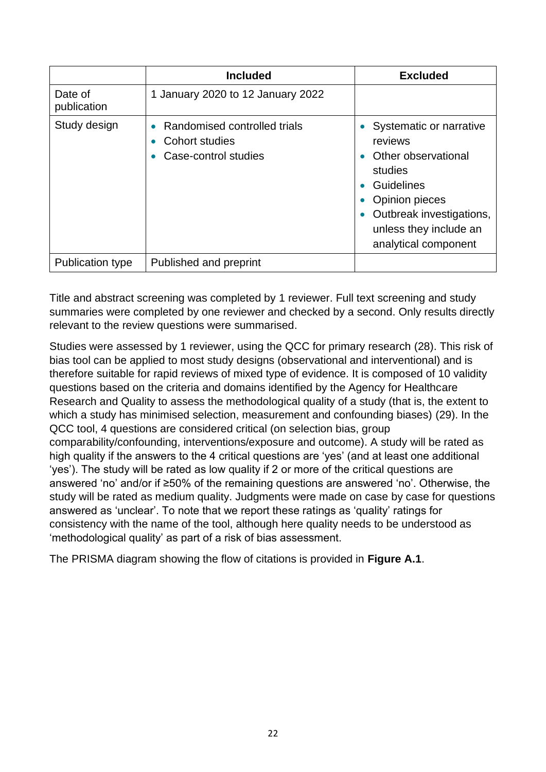| | Included | Excluded |
|---|---|---|
| Date of publication | 1 January 2020 to 12 January 2022 | |
| Study design | • Randomised controlled trials<br>• Cohort studies<br>• Case-control studies | • Systematic or narrative reviews<br>• Other observational studies<br>• Guidelines<br>• Opinion pieces<br>• Outbreak investigations, unless they include an analytical component |
| Publication type | Published and preprint | |

Title and abstract screening was completed by 1 reviewer. Full text screening and study summaries were completed by one reviewer and checked by a second. Only results directly relevant to the review questions were summarised.

Studies were assessed by 1 reviewer, using the QCC for primary research (28). This risk of bias tool can be applied to most study designs (observational and interventional) and is therefore suitable for rapid reviews of mixed type of evidence. It is composed of 10 validity questions based on the criteria and domains identified by the Agency for Healthcare Research and Quality to assess the methodological quality of a study (that is, the extent to which a study has minimised selection, measurement and confounding biases) (29). In the QCC tool, 4 questions are considered critical (on selection bias, group comparability/confounding, interventions/exposure and outcome). A study will be rated as high quality if the answers to the 4 critical questions are 'yes' (and at least one additional 'yes'). The study will be rated as low quality if 2 or more of the critical questions are answered 'no' and/or if ≥50% of the remaining questions are answered 'no'. Otherwise, the study will be rated as medium quality. Judgments were made on case by case for questions answered as 'unclear'. To note that we report these ratings as 'quality' ratings for consistency with the name of the tool, although here quality needs to be understood as 'methodological quality' as part of a risk of bias assessment.

The PRISMA diagram showing the flow of citations is provided in **Figure A.1**.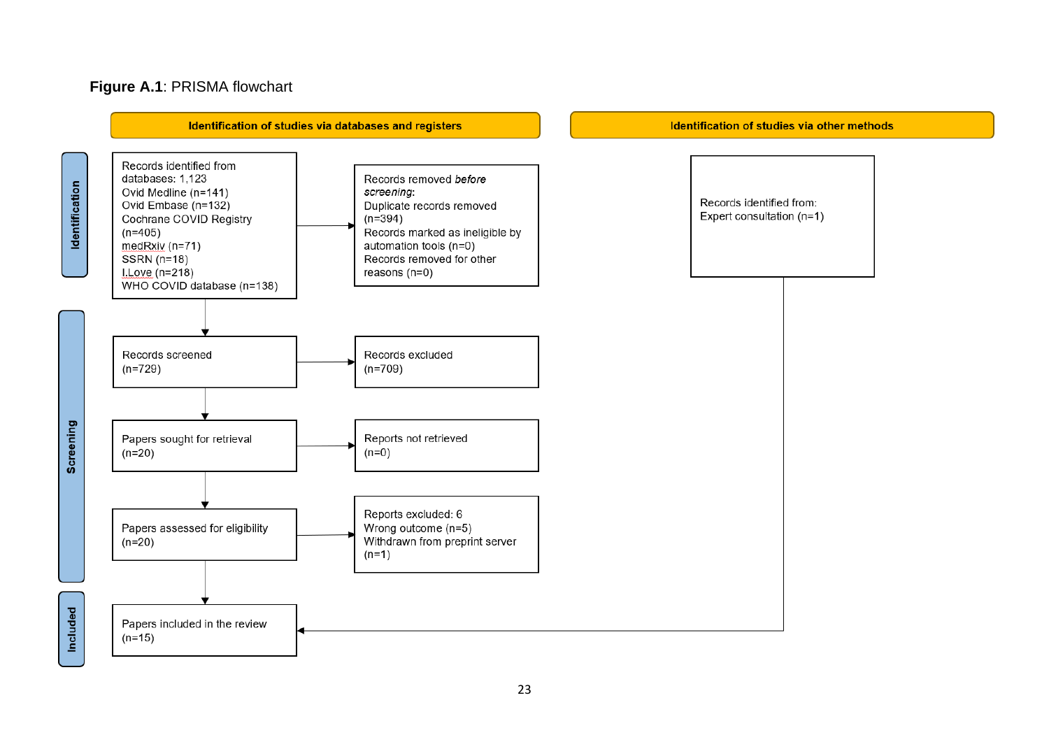**Figure A.1**: PRISMA flowchart

**Identification of studies via databases and registers**

**Identification of studies via other methods**

**Identification**

Records identified from databases: 1,123
Ovid Medline (n=141)
Ovid Embase (n=132)
Cochrane COVID Registry (n=405)
medRxiv (n=71)
SSRN (n=18)
I.Love (n=218)
WHO COVID database (n=138)

Records removed *before screening*:
Duplicate records removed (n=394)
Records marked as ineligible by automation tools (n=0)
Records removed for other reasons (n=0)

Records identified from:
Expert consultation (n=1)

**Screening**

Records screened (n=729)

Records excluded (n=709)

Papers sought for retrieval (n=20)

Reports not retrieved (n=0)

Papers assessed for eligibility (n=20)

Reports excluded: 6
Wrong outcome (n=5)
Withdrawn from preprint server (n=1)

**Included**

Papers included in the review (n=15)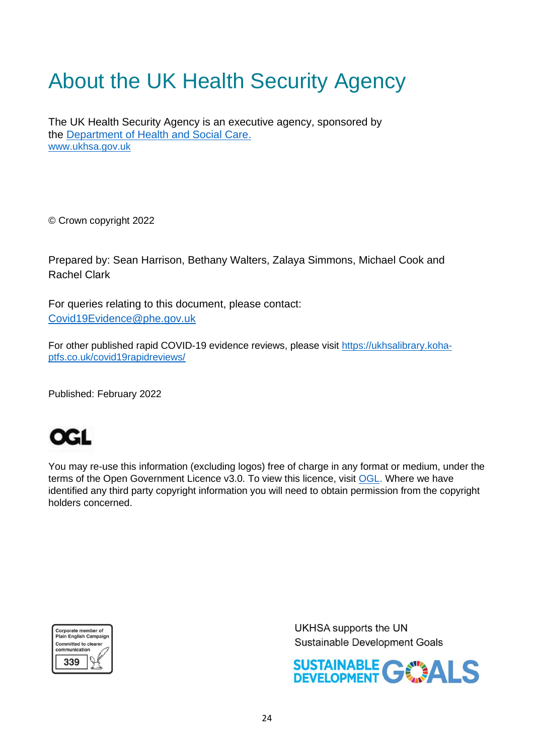# About the UK Health Security Agency

The UK Health Security Agency is an executive agency, sponsored by the [Department of Health and Social Care.](https://www.gov.uk/government/organisations/department-of-health-and-social-care)
[www.ukhsa.gov.uk](http://www.ukhsa.gov.uk)

© Crown copyright 2022

Prepared by: Sean Harrison, Bethany Walters, Zalaya Simmons, Michael Cook and Rachel Clark

For queries relating to this document, please contact:
[Covid19Evidence@phe.gov.uk](mailto:Covid19Evidence@phe.gov.uk)

For other published rapid COVID-19 evidence reviews, please visit [https://ukhsalibrary.koha-ptfs.co.uk/covid19rapidreviews/](https://ukhsalibrary.koha-ptfs.co.uk/covid19rapidreviews/)

Published: February 2022

OGL

You may re-use this information (excluding logos) free of charge in any format or medium, under the terms of the Open Government Licence v3.0. To view this licence, visit OGL. Where we have identified any third party copyright information you will need to obtain permission from the copyright holders concerned.

Corporate member of Plain English Campaign
Committed to clearer communication
339

UKHSA supports the UN Sustainable Development Goals

SUSTAINABLE DEVELOPMENT GOALS